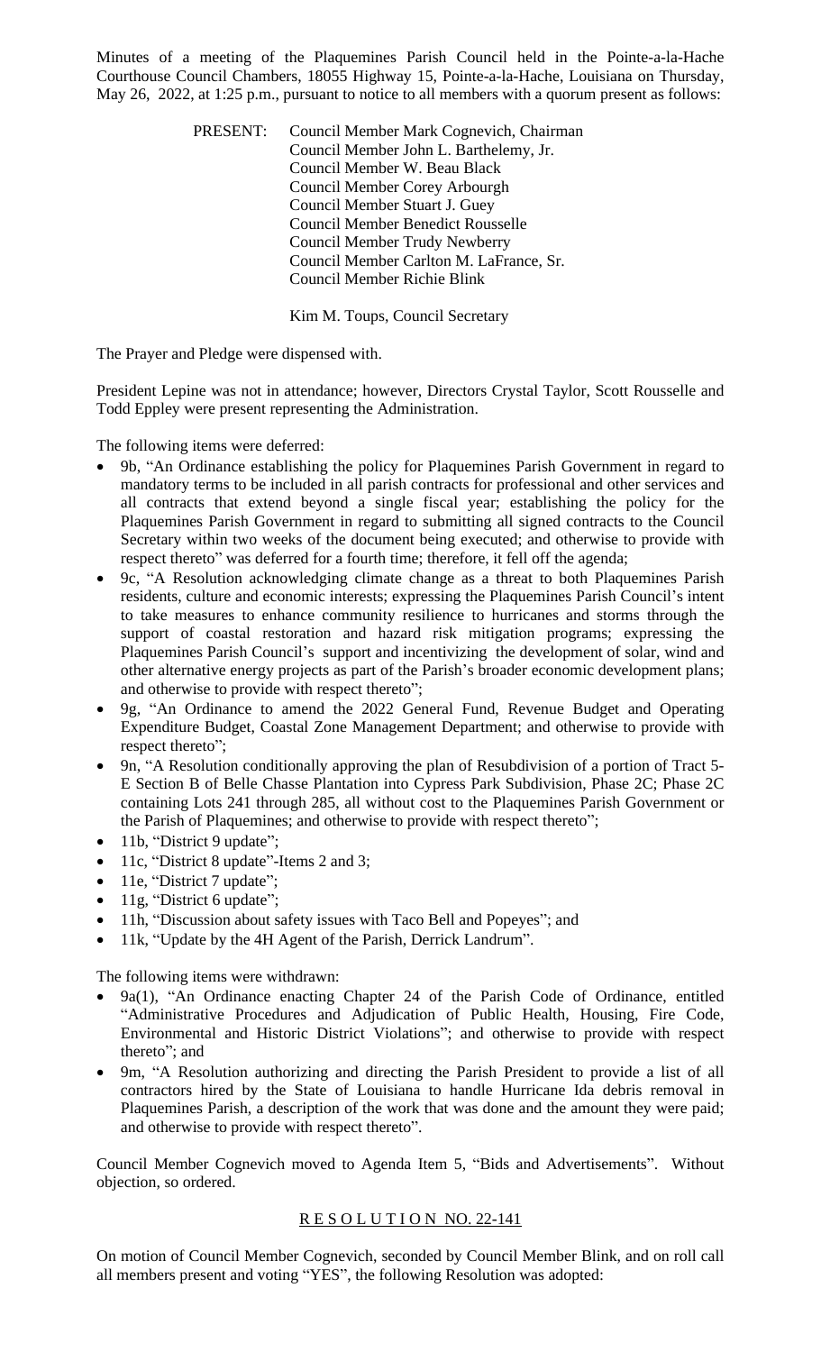Minutes of a meeting of the Plaquemines Parish Council held in the Pointe-a-la-Hache Courthouse Council Chambers, 18055 Highway 15, Pointe-a-la-Hache, Louisiana on Thursday, May 26, 2022, at 1:25 p.m., pursuant to notice to all members with a quorum present as follows:

PRESENT: Council Member Mark Cognevich, Chairman
Council Member John L. Barthelemy, Jr.
Council Member W. Beau Black
Council Member Corey Arbourgh
Council Member Stuart J. Guey
Council Member Benedict Rousselle
Council Member Trudy Newberry
Council Member Carlton M. LaFrance, Sr.
Council Member Richie Blink

Kim M. Toups, Council Secretary

The Prayer and Pledge were dispensed with.

President Lepine was not in attendance; however, Directors Crystal Taylor, Scott Rousselle and Todd Eppley were present representing the Administration.

The following items were deferred:

- 9b, "An Ordinance establishing the policy for Plaquemines Parish Government in regard to mandatory terms to be included in all parish contracts for professional and other services and all contracts that extend beyond a single fiscal year; establishing the policy for the Plaquemines Parish Government in regard to submitting all signed contracts to the Council Secretary within two weeks of the document being executed; and otherwise to provide with respect thereto" was deferred for a fourth time; therefore, it fell off the agenda;
- 9c, "A Resolution acknowledging climate change as a threat to both Plaquemines Parish residents, culture and economic interests; expressing the Plaquemines Parish Council's intent to take measures to enhance community resilience to hurricanes and storms through the support of coastal restoration and hazard risk mitigation programs; expressing the Plaquemines Parish Council's support and incentivizing the development of solar, wind and other alternative energy projects as part of the Parish's broader economic development plans; and otherwise to provide with respect thereto";
- 9g, "An Ordinance to amend the 2022 General Fund, Revenue Budget and Operating Expenditure Budget, Coastal Zone Management Department; and otherwise to provide with respect thereto";
- 9n, "A Resolution conditionally approving the plan of Resubdivision of a portion of Tract 5-E Section B of Belle Chasse Plantation into Cypress Park Subdivision, Phase 2C; Phase 2C containing Lots 241 through 285, all without cost to the Plaquemines Parish Government or the Parish of Plaquemines; and otherwise to provide with respect thereto";
- 11b, "District 9 update";
- 11c, "District 8 update"-Items 2 and 3;
- 11e, "District 7 update";
- 11g, "District 6 update";
- 11h, "Discussion about safety issues with Taco Bell and Popeyes"; and
- 11k, "Update by the 4H Agent of the Parish, Derrick Landrum".

The following items were withdrawn:

- 9a(1), "An Ordinance enacting Chapter 24 of the Parish Code of Ordinance, entitled "Administrative Procedures and Adjudication of Public Health, Housing, Fire Code, Environmental and Historic District Violations"; and otherwise to provide with respect thereto"; and
- 9m, "A Resolution authorizing and directing the Parish President to provide a list of all contractors hired by the State of Louisiana to handle Hurricane Ida debris removal in Plaquemines Parish, a description of the work that was done and the amount they were paid; and otherwise to provide with respect thereto".

Council Member Cognevich moved to Agenda Item 5, "Bids and Advertisements". Without objection, so ordered.

## R E S O L U T I O N NO. 22-141

On motion of Council Member Cognevich, seconded by Council Member Blink, and on roll call all members present and voting "YES", the following Resolution was adopted: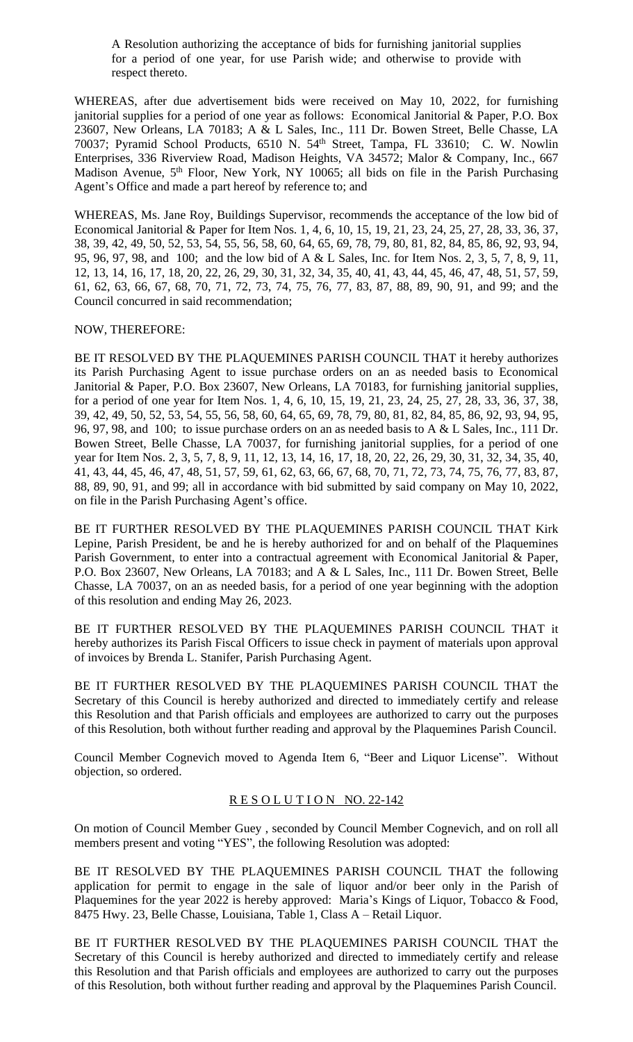A Resolution authorizing the acceptance of bids for furnishing janitorial supplies for a period of one year, for use Parish wide; and otherwise to provide with respect thereto.

WHEREAS, after due advertisement bids were received on May 10, 2022, for furnishing janitorial supplies for a period of one year as follows: Economical Janitorial & Paper, P.O. Box 23607, New Orleans, LA 70183; A & L Sales, Inc., 111 Dr. Bowen Street, Belle Chasse, LA 70037; Pyramid School Products, 6510 N. 54th Street, Tampa, FL 33610; C. W. Nowlin Enterprises, 336 Riverview Road, Madison Heights, VA 34572; Malor & Company, Inc., 667 Madison Avenue, 5th Floor, New York, NY 10065; all bids on file in the Parish Purchasing Agent's Office and made a part hereof by reference to; and

WHEREAS, Ms. Jane Roy, Buildings Supervisor, recommends the acceptance of the low bid of Economical Janitorial & Paper for Item Nos. 1, 4, 6, 10, 15, 19, 21, 23, 24, 25, 27, 28, 33, 36, 37, 38, 39, 42, 49, 50, 52, 53, 54, 55, 56, 58, 60, 64, 65, 69, 78, 79, 80, 81, 82, 84, 85, 86, 92, 93, 94, 95, 96, 97, 98, and 100; and the low bid of A & L Sales, Inc. for Item Nos. 2, 3, 5, 7, 8, 9, 11, 12, 13, 14, 16, 17, 18, 20, 22, 26, 29, 30, 31, 32, 34, 35, 40, 41, 43, 44, 45, 46, 47, 48, 51, 57, 59, 61, 62, 63, 66, 67, 68, 70, 71, 72, 73, 74, 75, 76, 77, 83, 87, 88, 89, 90, 91, and 99; and the Council concurred in said recommendation;

NOW, THEREFORE:

BE IT RESOLVED BY THE PLAQUEMINES PARISH COUNCIL THAT it hereby authorizes its Parish Purchasing Agent to issue purchase orders on an as needed basis to Economical Janitorial & Paper, P.O. Box 23607, New Orleans, LA 70183, for furnishing janitorial supplies, for a period of one year for Item Nos. 1, 4, 6, 10, 15, 19, 21, 23, 24, 25, 27, 28, 33, 36, 37, 38, 39, 42, 49, 50, 52, 53, 54, 55, 56, 58, 60, 64, 65, 69, 78, 79, 80, 81, 82, 84, 85, 86, 92, 93, 94, 95, 96, 97, 98, and 100; to issue purchase orders on an as needed basis to A & L Sales, Inc., 111 Dr. Bowen Street, Belle Chasse, LA 70037, for furnishing janitorial supplies, for a period of one year for Item Nos. 2, 3, 5, 7, 8, 9, 11, 12, 13, 14, 16, 17, 18, 20, 22, 26, 29, 30, 31, 32, 34, 35, 40, 41, 43, 44, 45, 46, 47, 48, 51, 57, 59, 61, 62, 63, 66, 67, 68, 70, 71, 72, 73, 74, 75, 76, 77, 83, 87, 88, 89, 90, 91, and 99; all in accordance with bid submitted by said company on May 10, 2022, on file in the Parish Purchasing Agent's office.

BE IT FURTHER RESOLVED BY THE PLAQUEMINES PARISH COUNCIL THAT Kirk Lepine, Parish President, be and he is hereby authorized for and on behalf of the Plaquemines Parish Government, to enter into a contractual agreement with Economical Janitorial & Paper, P.O. Box 23607, New Orleans, LA 70183; and A & L Sales, Inc., 111 Dr. Bowen Street, Belle Chasse, LA 70037, on an as needed basis, for a period of one year beginning with the adoption of this resolution and ending May 26, 2023.

BE IT FURTHER RESOLVED BY THE PLAQUEMINES PARISH COUNCIL THAT it hereby authorizes its Parish Fiscal Officers to issue check in payment of materials upon approval of invoices by Brenda L. Stanifer, Parish Purchasing Agent.

BE IT FURTHER RESOLVED BY THE PLAQUEMINES PARISH COUNCIL THAT the Secretary of this Council is hereby authorized and directed to immediately certify and release this Resolution and that Parish officials and employees are authorized to carry out the purposes of this Resolution, both without further reading and approval by the Plaquemines Parish Council.

Council Member Cognevich moved to Agenda Item 6, "Beer and Liquor License". Without objection, so ordered.

## R E S O L U T I O N NO. 22-142

On motion of Council Member Guey , seconded by Council Member Cognevich, and on roll all members present and voting "YES", the following Resolution was adopted:

BE IT RESOLVED BY THE PLAQUEMINES PARISH COUNCIL THAT the following application for permit to engage in the sale of liquor and/or beer only in the Parish of Plaquemines for the year 2022 is hereby approved: Maria's Kings of Liquor, Tobacco & Food, 8475 Hwy. 23, Belle Chasse, Louisiana, Table 1, Class A – Retail Liquor.

BE IT FURTHER RESOLVED BY THE PLAQUEMINES PARISH COUNCIL THAT the Secretary of this Council is hereby authorized and directed to immediately certify and release this Resolution and that Parish officials and employees are authorized to carry out the purposes of this Resolution, both without further reading and approval by the Plaquemines Parish Council.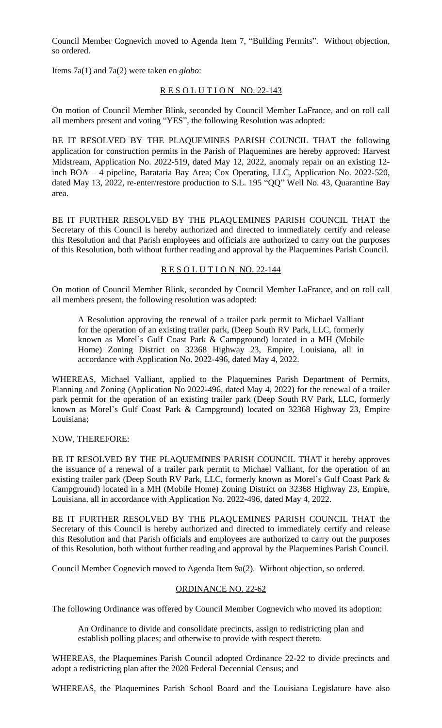Council Member Cognevich moved to Agenda Item 7, "Building Permits". Without objection, so ordered.

Items 7a(1) and 7a(2) were taken en *globo*:

R E S O L U T I O N NO. 22-143

On motion of Council Member Blink, seconded by Council Member LaFrance, and on roll call all members present and voting "YES", the following Resolution was adopted:

BE IT RESOLVED BY THE PLAQUEMINES PARISH COUNCIL THAT the following application for construction permits in the Parish of Plaquemines are hereby approved: Harvest Midstream, Application No. 2022-519, dated May 12, 2022, anomaly repair on an existing 12-inch BOA – 4 pipeline, Barataria Bay Area; Cox Operating, LLC, Application No. 2022-520, dated May 13, 2022, re-enter/restore production to S.L. 195 "QQ" Well No. 43, Quarantine Bay area.

BE IT FURTHER RESOLVED BY THE PLAQUEMINES PARISH COUNCIL THAT the Secretary of this Council is hereby authorized and directed to immediately certify and release this Resolution and that Parish employees and officials are authorized to carry out the purposes of this Resolution, both without further reading and approval by the Plaquemines Parish Council.

R E S O L U T I O N NO. 22-144

On motion of Council Member Blink, seconded by Council Member LaFrance, and on roll call all members present, the following resolution was adopted:

> A Resolution approving the renewal of a trailer park permit to Michael Valliant for the operation of an existing trailer park, (Deep South RV Park, LLC, formerly known as Morel's Gulf Coast Park & Campground) located in a MH (Mobile Home) Zoning District on 32368 Highway 23, Empire, Louisiana, all in accordance with Application No. 2022-496, dated May 4, 2022.

WHEREAS, Michael Valliant, applied to the Plaquemines Parish Department of Permits, Planning and Zoning (Application No 2022-496, dated May 4, 2022) for the renewal of a trailer park permit for the operation of an existing trailer park (Deep South RV Park, LLC, formerly known as Morel's Gulf Coast Park & Campground) located on 32368 Highway 23, Empire Louisiana;

NOW, THEREFORE:

BE IT RESOLVED BY THE PLAQUEMINES PARISH COUNCIL THAT it hereby approves the issuance of a renewal of a trailer park permit to Michael Valliant, for the operation of an existing trailer park (Deep South RV Park, LLC, formerly known as Morel's Gulf Coast Park & Campground) located in a MH (Mobile Home) Zoning District on 32368 Highway 23, Empire, Louisiana, all in accordance with Application No. 2022-496, dated May 4, 2022.

BE IT FURTHER RESOLVED BY THE PLAQUEMINES PARISH COUNCIL THAT the Secretary of this Council is hereby authorized and directed to immediately certify and release this Resolution and that Parish officials and employees are authorized to carry out the purposes of this Resolution, both without further reading and approval by the Plaquemines Parish Council.

Council Member Cognevich moved to Agenda Item 9a(2). Without objection, so ordered.

ORDINANCE NO. 22-62

The following Ordinance was offered by Council Member Cognevich who moved its adoption:

> An Ordinance to divide and consolidate precincts, assign to redistricting plan and establish polling places; and otherwise to provide with respect thereto.

WHEREAS, the Plaquemines Parish Council adopted Ordinance 22-22 to divide precincts and adopt a redistricting plan after the 2020 Federal Decennial Census; and

WHEREAS, the Plaquemines Parish School Board and the Louisiana Legislature have also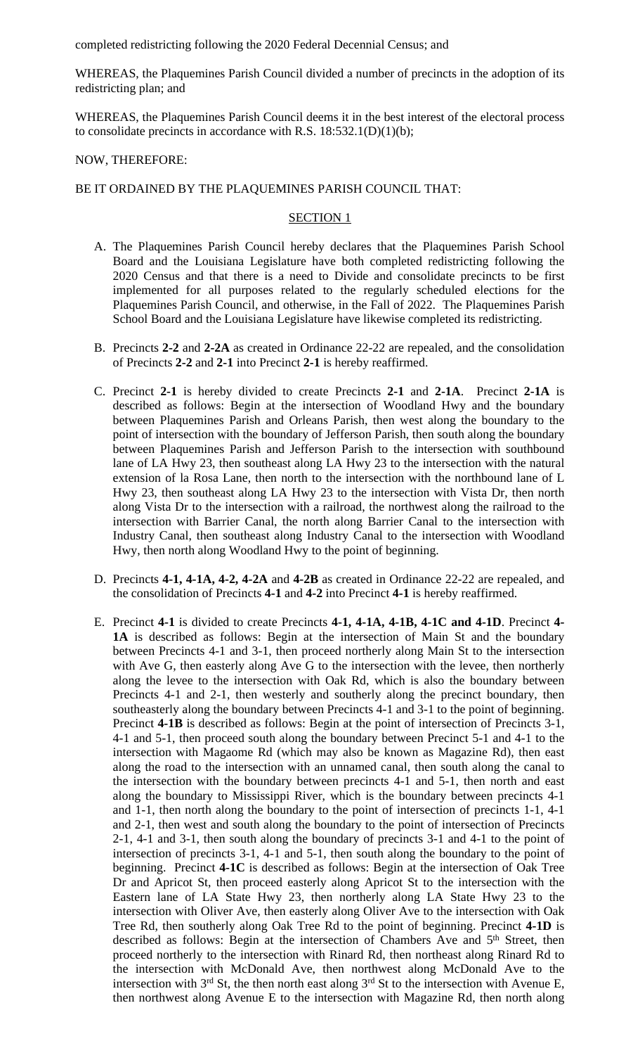completed redistricting following the 2020 Federal Decennial Census; and

WHEREAS, the Plaquemines Parish Council divided a number of precincts in the adoption of its redistricting plan; and

WHEREAS, the Plaquemines Parish Council deems it in the best interest of the electoral process to consolidate precincts in accordance with R.S. 18:532.1(D)(1)(b);

NOW, THEREFORE:

BE IT ORDAINED BY THE PLAQUEMINES PARISH COUNCIL THAT:

SECTION 1

A. The Plaquemines Parish Council hereby declares that the Plaquemines Parish School Board and the Louisiana Legislature have both completed redistricting following the 2020 Census and that there is a need to Divide and consolidate precincts to be first implemented for all purposes related to the regularly scheduled elections for the Plaquemines Parish Council, and otherwise, in the Fall of 2022. The Plaquemines Parish School Board and the Louisiana Legislature have likewise completed its redistricting.

B. Precincts **2-2** and **2-2A** as created in Ordinance 22-22 are repealed, and the consolidation of Precincts **2-2** and **2-1** into Precinct **2-1** is hereby reaffirmed.

C. Precinct **2-1** is hereby divided to create Precincts **2-1** and **2-1A**. Precinct **2-1A** is described as follows: Begin at the intersection of Woodland Hwy and the boundary between Plaquemines Parish and Orleans Parish, then west along the boundary to the point of intersection with the boundary of Jefferson Parish, then south along the boundary between Plaquemines Parish and Jefferson Parish to the intersection with southbound lane of LA Hwy 23, then southeast along LA Hwy 23 to the intersection with the natural extension of la Rosa Lane, then north to the intersection with the northbound lane of L Hwy 23, then southeast along LA Hwy 23 to the intersection with Vista Dr, then north along Vista Dr to the intersection with a railroad, the northwest along the railroad to the intersection with Barrier Canal, the north along Barrier Canal to the intersection with Industry Canal, then southeast along Industry Canal to the intersection with Woodland Hwy, then north along Woodland Hwy to the point of beginning.

D. Precincts **4-1, 4-1A, 4-2, 4-2A** and **4-2B** as created in Ordinance 22-22 are repealed, and the consolidation of Precincts **4-1** and **4-2** into Precinct **4-1** is hereby reaffirmed.

E. Precinct **4-1** is divided to create Precincts **4-1, 4-1A, 4-1B, 4-1C and 4-1D**. Precinct **4-1A** is described as follows: Begin at the intersection of Main St and the boundary between Precincts 4-1 and 3-1, then proceed northerly along Main St to the intersection with Ave G, then easterly along Ave G to the intersection with the levee, then northerly along the levee to the intersection with Oak Rd, which is also the boundary between Precincts 4-1 and 2-1, then westerly and southerly along the precinct boundary, then southeasterly along the boundary between Precincts 4-1 and 3-1 to the point of beginning. Precinct **4-1B** is described as follows: Begin at the point of intersection of Precincts 3-1, 4-1 and 5-1, then proceed south along the boundary between Precinct 5-1 and 4-1 to the intersection with Magaome Rd (which may also be known as Magazine Rd), then east along the road to the intersection with an unnamed canal, then south along the canal to the intersection with the boundary between precincts 4-1 and 5-1, then north and east along the boundary to Mississippi River, which is the boundary between precincts 4-1 and 1-1, then north along the boundary to the point of intersection of precincts 1-1, 4-1 and 2-1, then west and south along the boundary to the point of intersection of Precincts 2-1, 4-1 and 3-1, then south along the boundary of precincts 3-1 and 4-1 to the point of intersection of precincts 3-1, 4-1 and 5-1, then south along the boundary to the point of beginning. Precinct **4-1C** is described as follows: Begin at the intersection of Oak Tree Dr and Apricot St, then proceed easterly along Apricot St to the intersection with the Eastern lane of LA State Hwy 23, then northerly along LA State Hwy 23 to the intersection with Oliver Ave, then easterly along Oliver Ave to the intersection with Oak Tree Rd, then southerly along Oak Tree Rd to the point of beginning. Precinct **4-1D** is described as follows: Begin at the intersection of Chambers Ave and 5th Street, then proceed northerly to the intersection with Rinard Rd, then northeast along Rinard Rd to the intersection with McDonald Ave, then northwest along McDonald Ave to the intersection with 3rd St, the then north east along 3rd St to the intersection with Avenue E, then northwest along Avenue E to the intersection with Magazine Rd, then north along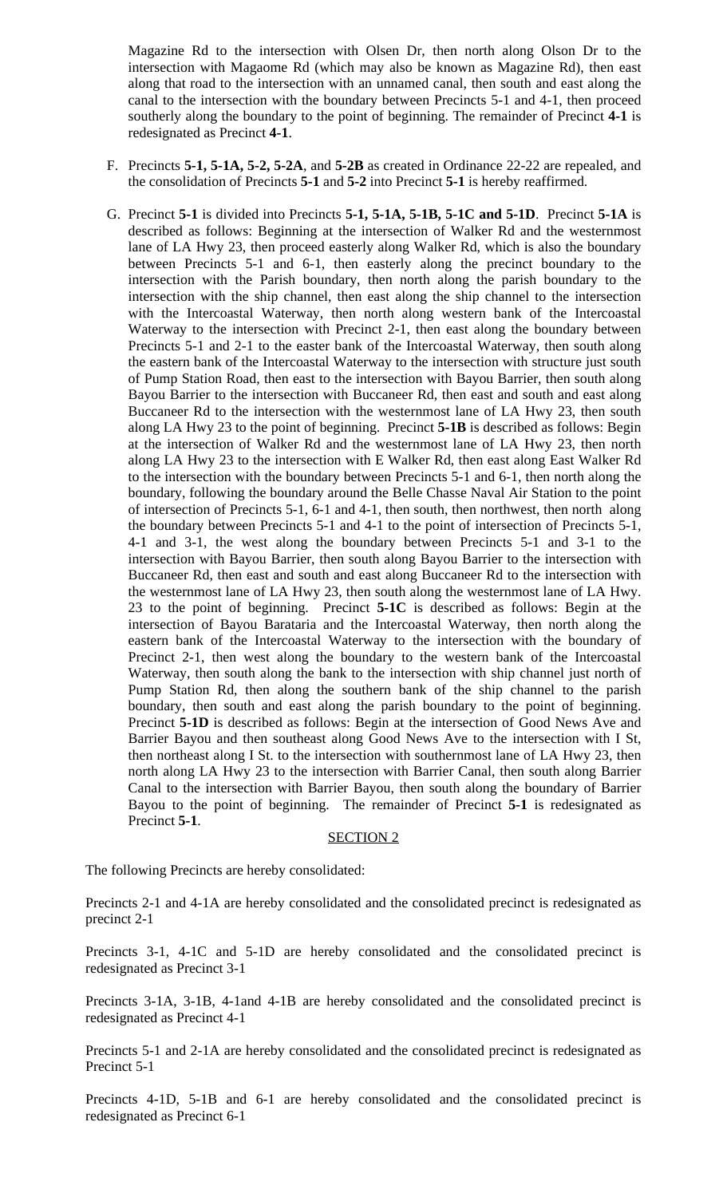Magazine Rd to the intersection with Olsen Dr, then north along Olson Dr to the intersection with Magaome Rd (which may also be known as Magazine Rd), then east along that road to the intersection with an unnamed canal, then south and east along the canal to the intersection with the boundary between Precincts 5-1 and 4-1, then proceed southerly along the boundary to the point of beginning. The remainder of Precinct **4-1** is redesignated as Precinct **4-1**.

F. Precincts **5-1, 5-1A, 5-2, 5-2A**, and **5-2B** as created in Ordinance 22-22 are repealed, and the consolidation of Precincts **5-1** and **5-2** into Precinct **5-1** is hereby reaffirmed.

G. Precinct **5-1** is divided into Precincts **5-1, 5-1A, 5-1B, 5-1C and 5-1D**. Precinct **5-1A** is described as follows: Beginning at the intersection of Walker Rd and the westernmost lane of LA Hwy 23, then proceed easterly along Walker Rd, which is also the boundary between Precincts 5-1 and 6-1, then easterly along the precinct boundary to the intersection with the Parish boundary, then north along the parish boundary to the intersection with the ship channel, then east along the ship channel to the intersection with the Intercoastal Waterway, then north along western bank of the Intercoastal Waterway to the intersection with Precinct 2-1, then east along the boundary between Precincts 5-1 and 2-1 to the easter bank of the Intercoastal Waterway, then south along the eastern bank of the Intercoastal Waterway to the intersection with structure just south of Pump Station Road, then east to the intersection with Bayou Barrier, then south along Bayou Barrier to the intersection with Buccaneer Rd, then east and south and east along Buccaneer Rd to the intersection with the westernmost lane of LA Hwy 23, then south along LA Hwy 23 to the point of beginning. Precinct **5-1B** is described as follows: Begin at the intersection of Walker Rd and the westernmost lane of LA Hwy 23, then north along LA Hwy 23 to the intersection with E Walker Rd, then east along East Walker Rd to the intersection with the boundary between Precincts 5-1 and 6-1, then north along the boundary, following the boundary around the Belle Chasse Naval Air Station to the point of intersection of Precincts 5-1, 6-1 and 4-1, then south, then northwest, then north along the boundary between Precincts 5-1 and 4-1 to the point of intersection of Precincts 5-1, 4-1 and 3-1, the west along the boundary between Precincts 5-1 and 3-1 to the intersection with Bayou Barrier, then south along Bayou Barrier to the intersection with Buccaneer Rd, then east and south and east along Buccaneer Rd to the intersection with the westernmost lane of LA Hwy 23, then south along the westernmost lane of LA Hwy. 23 to the point of beginning. Precinct **5-1C** is described as follows: Begin at the intersection of Bayou Barataria and the Intercoastal Waterway, then north along the eastern bank of the Intercoastal Waterway to the intersection with the boundary of Precinct 2-1, then west along the boundary to the western bank of the Intercoastal Waterway, then south along the bank to the intersection with ship channel just north of Pump Station Rd, then along the southern bank of the ship channel to the parish boundary, then south and east along the parish boundary to the point of beginning. Precinct **5-1D** is described as follows: Begin at the intersection of Good News Ave and Barrier Bayou and then southeast along Good News Ave to the intersection with I St, then northeast along I St. to the intersection with southernmost lane of LA Hwy 23, then north along LA Hwy 23 to the intersection with Barrier Canal, then south along Barrier Canal to the intersection with Barrier Bayou, then south along the boundary of Barrier Bayou to the point of beginning. The remainder of Precinct **5-1** is redesignated as Precinct **5-1**.

## SECTION 2

The following Precincts are hereby consolidated:

Precincts 2-1 and 4-1A are hereby consolidated and the consolidated precinct is redesignated as precinct 2-1

Precincts 3-1, 4-1C and 5-1D are hereby consolidated and the consolidated precinct is redesignated as Precinct 3-1

Precincts 3-1A, 3-1B, 4-1and 4-1B are hereby consolidated and the consolidated precinct is redesignated as Precinct 4-1

Precincts 5-1 and 2-1A are hereby consolidated and the consolidated precinct is redesignated as Precinct 5-1

Precincts 4-1D, 5-1B and 6-1 are hereby consolidated and the consolidated precinct is redesignated as Precinct 6-1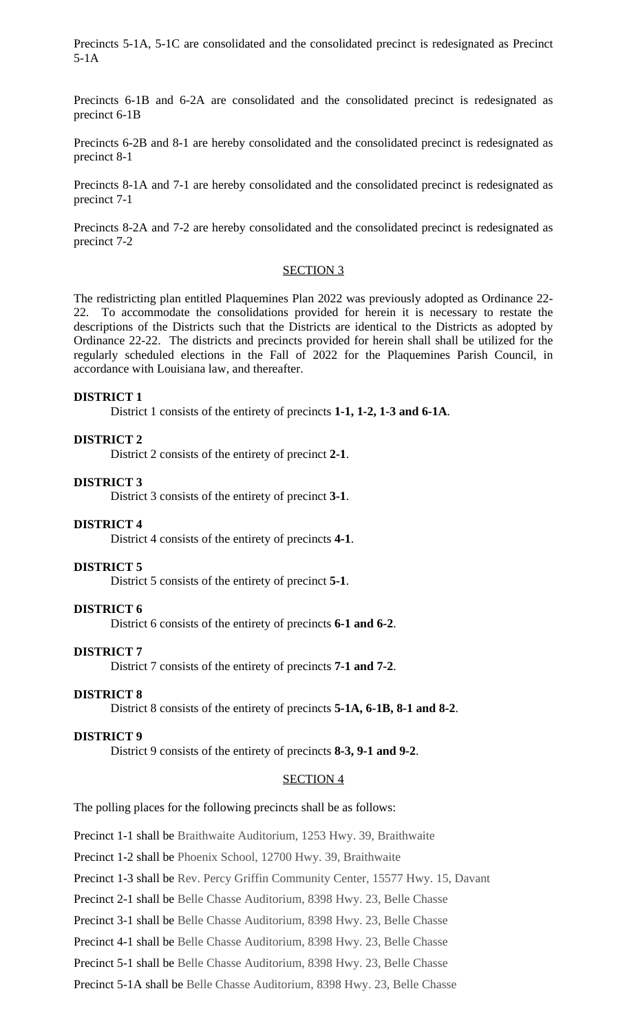Precincts 5-1A, 5-1C are consolidated and the consolidated precinct is redesignated as Precinct 5-1A

Precincts 6-1B and 6-2A are consolidated and the consolidated precinct is redesignated as precinct 6-1B

Precincts 6-2B and 8-1 are hereby consolidated and the consolidated precinct is redesignated as precinct 8-1

Precincts 8-1A and 7-1 are hereby consolidated and the consolidated precinct is redesignated as precinct 7-1

Precincts 8-2A and 7-2 are hereby consolidated and the consolidated precinct is redesignated as precinct 7-2

## SECTION 3

The redistricting plan entitled Plaquemines Plan 2022 was previously adopted as Ordinance 22-22. To accommodate the consolidations provided for herein it is necessary to restate the descriptions of the Districts such that the Districts are identical to the Districts as adopted by Ordinance 22-22. The districts and precincts provided for herein shall shall be utilized for the regularly scheduled elections in the Fall of 2022 for the Plaquemines Parish Council, in accordance with Louisiana law, and thereafter.

**DISTRICT 1**

District 1 consists of the entirety of precincts **1-1, 1-2, 1-3 and 6-1A**.

**DISTRICT 2**

District 2 consists of the entirety of precinct **2-1**.

**DISTRICT 3**

District 3 consists of the entirety of precinct **3-1**.

**DISTRICT 4**

District 4 consists of the entirety of precincts **4-1**.

**DISTRICT 5**

District 5 consists of the entirety of precinct **5-1**.

**DISTRICT 6**

District 6 consists of the entirety of precincts **6-1 and 6-2**.

**DISTRICT 7**

District 7 consists of the entirety of precincts **7-1 and 7-2**.

**DISTRICT 8**

District 8 consists of the entirety of precincts **5-1A, 6-1B, 8-1 and 8-2**.

**DISTRICT 9**

District 9 consists of the entirety of precincts **8-3, 9-1 and 9-2**.

## SECTION 4

The polling places for the following precincts shall be as follows:

Precinct 1-1 shall be Braithwaite Auditorium, 1253 Hwy. 39, Braithwaite

Precinct 1-2 shall be Phoenix School, 12700 Hwy. 39, Braithwaite

Precinct 1-3 shall be Rev. Percy Griffin Community Center, 15577 Hwy. 15, Davant

Precinct 2-1 shall be Belle Chasse Auditorium, 8398 Hwy. 23, Belle Chasse

Precinct 3-1 shall be Belle Chasse Auditorium, 8398 Hwy. 23, Belle Chasse

Precinct 4-1 shall be Belle Chasse Auditorium, 8398 Hwy. 23, Belle Chasse

Precinct 5-1 shall be Belle Chasse Auditorium, 8398 Hwy. 23, Belle Chasse

Precinct 5-1A shall be Belle Chasse Auditorium, 8398 Hwy. 23, Belle Chasse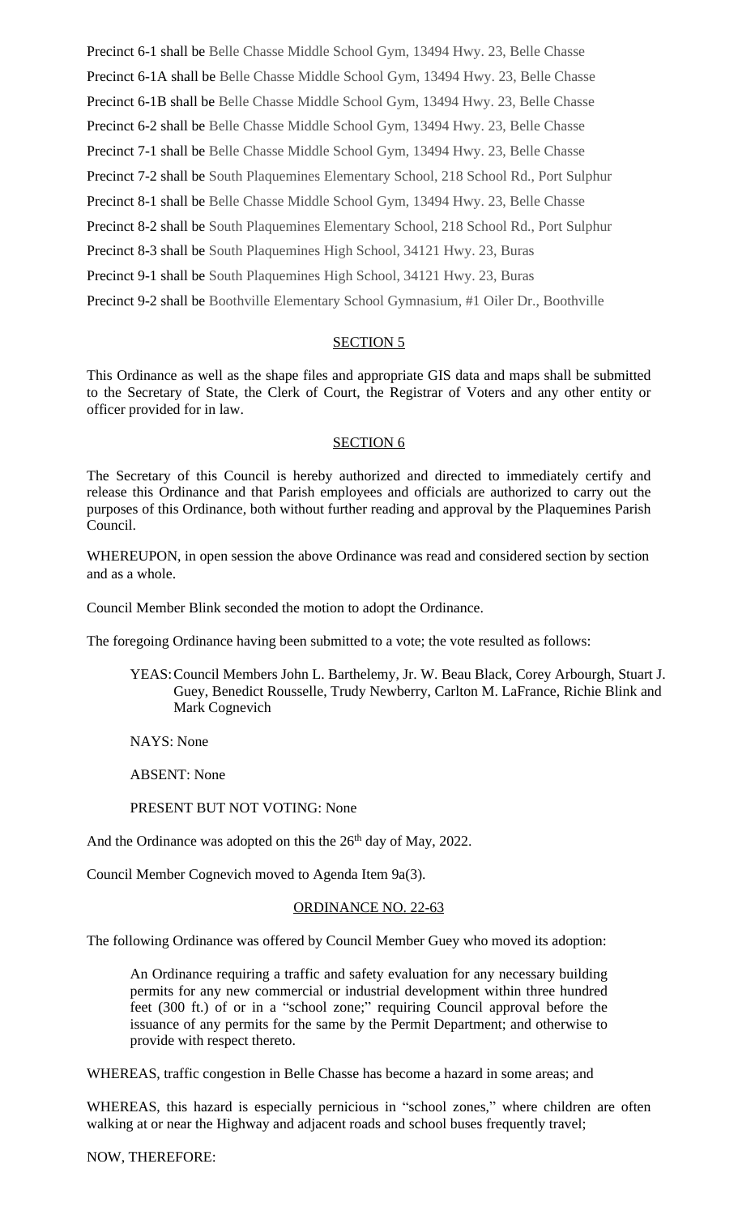Precinct 6-1 shall be Belle Chasse Middle School Gym, 13494 Hwy. 23, Belle Chasse

Precinct 6-1A shall be Belle Chasse Middle School Gym, 13494 Hwy. 23, Belle Chasse

Precinct 6-1B shall be Belle Chasse Middle School Gym, 13494 Hwy. 23, Belle Chasse

Precinct 6-2 shall be Belle Chasse Middle School Gym, 13494 Hwy. 23, Belle Chasse

Precinct 7-1 shall be Belle Chasse Middle School Gym, 13494 Hwy. 23, Belle Chasse

Precinct 7-2 shall be South Plaquemines Elementary School, 218 School Rd., Port Sulphur

Precinct 8-1 shall be Belle Chasse Middle School Gym, 13494 Hwy. 23, Belle Chasse

Precinct 8-2 shall be South Plaquemines Elementary School, 218 School Rd., Port Sulphur

Precinct 8-3 shall be South Plaquemines High School, 34121 Hwy. 23, Buras

Precinct 9-1 shall be South Plaquemines High School, 34121 Hwy. 23, Buras

Precinct 9-2 shall be Boothville Elementary School Gymnasium, #1 Oiler Dr., Boothville

## SECTION 5

This Ordinance as well as the shape files and appropriate GIS data and maps shall be submitted to the Secretary of State, the Clerk of Court, the Registrar of Voters and any other entity or officer provided for in law.

## SECTION 6

The Secretary of this Council is hereby authorized and directed to immediately certify and release this Ordinance and that Parish employees and officials are authorized to carry out the purposes of this Ordinance, both without further reading and approval by the Plaquemines Parish Council.

WHEREUPON, in open session the above Ordinance was read and considered section by section and as a whole.

Council Member Blink seconded the motion to adopt the Ordinance.

The foregoing Ordinance having been submitted to a vote; the vote resulted as follows:

YEAS: Council Members John L. Barthelemy, Jr. W. Beau Black, Corey Arbourgh, Stuart J. Guey, Benedict Rousselle, Trudy Newberry, Carlton M. LaFrance, Richie Blink and Mark Cognevich

NAYS: None

ABSENT: None

PRESENT BUT NOT VOTING: None

And the Ordinance was adopted on this the 26th day of May, 2022.

Council Member Cognevich moved to Agenda Item 9a(3).

## ORDINANCE NO. 22-63

The following Ordinance was offered by Council Member Guey who moved its adoption:

> An Ordinance requiring a traffic and safety evaluation for any necessary building permits for any new commercial or industrial development within three hundred feet (300 ft.) of or in a "school zone;" requiring Council approval before the issuance of any permits for the same by the Permit Department; and otherwise to provide with respect thereto.

WHEREAS, traffic congestion in Belle Chasse has become a hazard in some areas; and

WHEREAS, this hazard is especially pernicious in "school zones," where children are often walking at or near the Highway and adjacent roads and school buses frequently travel;

NOW, THEREFORE: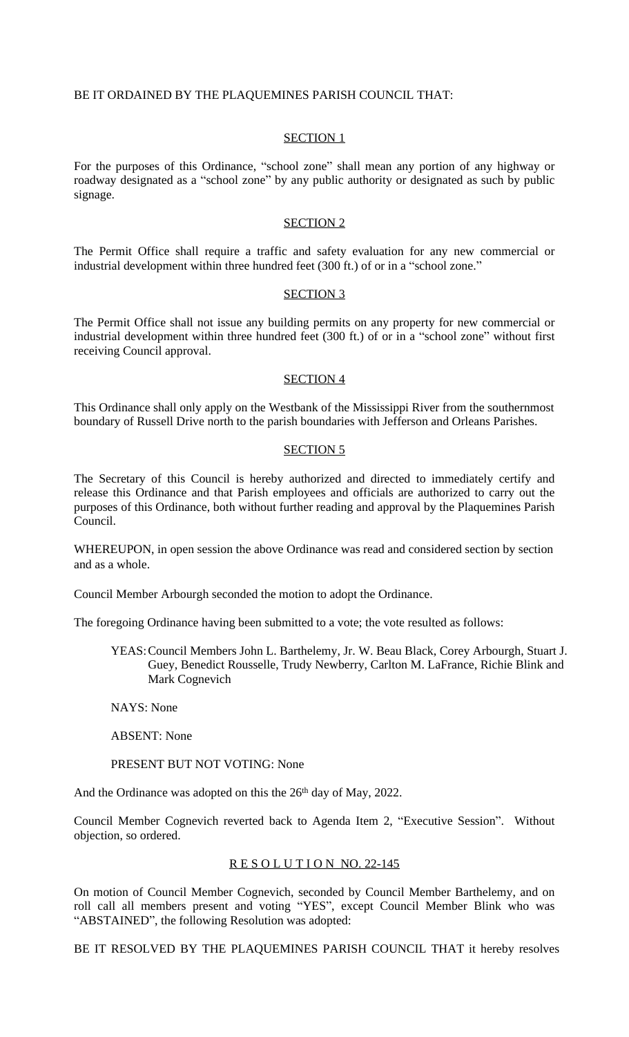BE IT ORDAINED BY THE PLAQUEMINES PARISH COUNCIL THAT:

SECTION 1

For the purposes of this Ordinance, "school zone" shall mean any portion of any highway or roadway designated as a "school zone" by any public authority or designated as such by public signage.

SECTION 2

The Permit Office shall require a traffic and safety evaluation for any new commercial or industrial development within three hundred feet (300 ft.) of or in a "school zone."

SECTION 3

The Permit Office shall not issue any building permits on any property for new commercial or industrial development within three hundred feet (300 ft.) of or in a "school zone" without first receiving Council approval.

SECTION 4

This Ordinance shall only apply on the Westbank of the Mississippi River from the southernmost boundary of Russell Drive north to the parish boundaries with Jefferson and Orleans Parishes.

SECTION 5

The Secretary of this Council is hereby authorized and directed to immediately certify and release this Ordinance and that Parish employees and officials are authorized to carry out the purposes of this Ordinance, both without further reading and approval by the Plaquemines Parish Council.

WHEREUPON, in open session the above Ordinance was read and considered section by section and as a whole.

Council Member Arbourgh seconded the motion to adopt the Ordinance.

The foregoing Ordinance having been submitted to a vote; the vote resulted as follows:

YEAS: Council Members John L. Barthelemy, Jr. W. Beau Black, Corey Arbourgh, Stuart J. Guey, Benedict Rousselle, Trudy Newberry, Carlton M. LaFrance, Richie Blink and Mark Cognevich

NAYS: None

ABSENT: None

PRESENT BUT NOT VOTING: None

And the Ordinance was adopted on this the 26th day of May, 2022.

Council Member Cognevich reverted back to Agenda Item 2, "Executive Session". Without objection, so ordered.

RESOLUTION NO. 22-145

On motion of Council Member Cognevich, seconded by Council Member Barthelemy, and on roll call all members present and voting "YES", except Council Member Blink who was "ABSTAINED", the following Resolution was adopted:

BE IT RESOLVED BY THE PLAQUEMINES PARISH COUNCIL THAT it hereby resolves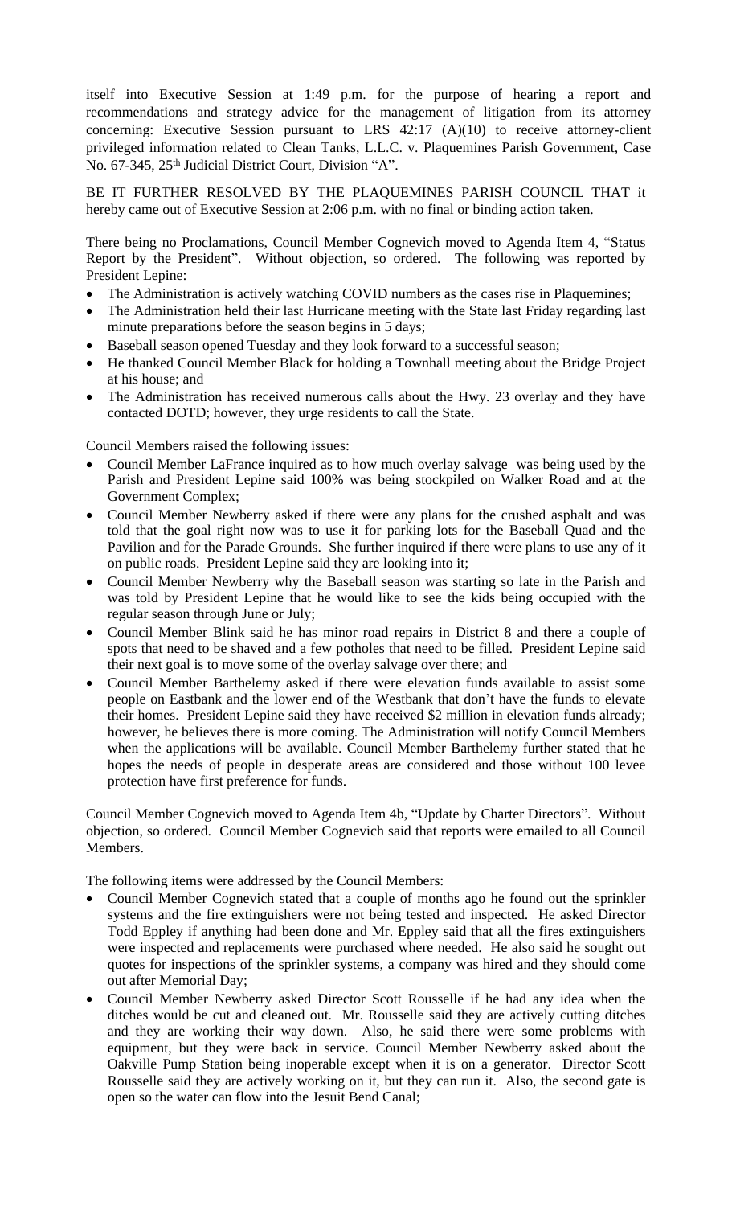itself into Executive Session at 1:49 p.m. for the purpose of hearing a report and recommendations and strategy advice for the management of litigation from its attorney concerning: Executive Session pursuant to LRS 42:17 (A)(10) to receive attorney-client privileged information related to Clean Tanks, L.L.C. v. Plaquemines Parish Government, Case No. 67-345, 25th Judicial District Court, Division "A".

BE IT FURTHER RESOLVED BY THE PLAQUEMINES PARISH COUNCIL THAT it hereby came out of Executive Session at 2:06 p.m. with no final or binding action taken.

There being no Proclamations, Council Member Cognevich moved to Agenda Item 4, "Status Report by the President". Without objection, so ordered. The following was reported by President Lepine:

- The Administration is actively watching COVID numbers as the cases rise in Plaquemines;
- The Administration held their last Hurricane meeting with the State last Friday regarding last minute preparations before the season begins in 5 days;
- Baseball season opened Tuesday and they look forward to a successful season;
- He thanked Council Member Black for holding a Townhall meeting about the Bridge Project at his house; and
- The Administration has received numerous calls about the Hwy. 23 overlay and they have contacted DOTD; however, they urge residents to call the State.

Council Members raised the following issues:

- Council Member LaFrance inquired as to how much overlay salvage was being used by the Parish and President Lepine said 100% was being stockpiled on Walker Road and at the Government Complex;
- Council Member Newberry asked if there were any plans for the crushed asphalt and was told that the goal right now was to use it for parking lots for the Baseball Quad and the Pavilion and for the Parade Grounds. She further inquired if there were plans to use any of it on public roads. President Lepine said they are looking into it;
- Council Member Newberry why the Baseball season was starting so late in the Parish and was told by President Lepine that he would like to see the kids being occupied with the regular season through June or July;
- Council Member Blink said he has minor road repairs in District 8 and there a couple of spots that need to be shaved and a few potholes that need to be filled. President Lepine said their next goal is to move some of the overlay salvage over there; and
- Council Member Barthelemy asked if there were elevation funds available to assist some people on Eastbank and the lower end of the Westbank that don't have the funds to elevate their homes. President Lepine said they have received $2 million in elevation funds already; however, he believes there is more coming. The Administration will notify Council Members when the applications will be available. Council Member Barthelemy further stated that he hopes the needs of people in desperate areas are considered and those without 100 levee protection have first preference for funds.

Council Member Cognevich moved to Agenda Item 4b, "Update by Charter Directors". Without objection, so ordered. Council Member Cognevich said that reports were emailed to all Council Members.

The following items were addressed by the Council Members:

- Council Member Cognevich stated that a couple of months ago he found out the sprinkler systems and the fire extinguishers were not being tested and inspected. He asked Director Todd Eppley if anything had been done and Mr. Eppley said that all the fires extinguishers were inspected and replacements were purchased where needed. He also said he sought out quotes for inspections of the sprinkler systems, a company was hired and they should come out after Memorial Day;
- Council Member Newberry asked Director Scott Rousselle if he had any idea when the ditches would be cut and cleaned out. Mr. Rousselle said they are actively cutting ditches and they are working their way down. Also, he said there were some problems with equipment, but they were back in service. Council Member Newberry asked about the Oakville Pump Station being inoperable except when it is on a generator. Director Scott Rousselle said they are actively working on it, but they can run it. Also, the second gate is open so the water can flow into the Jesuit Bend Canal;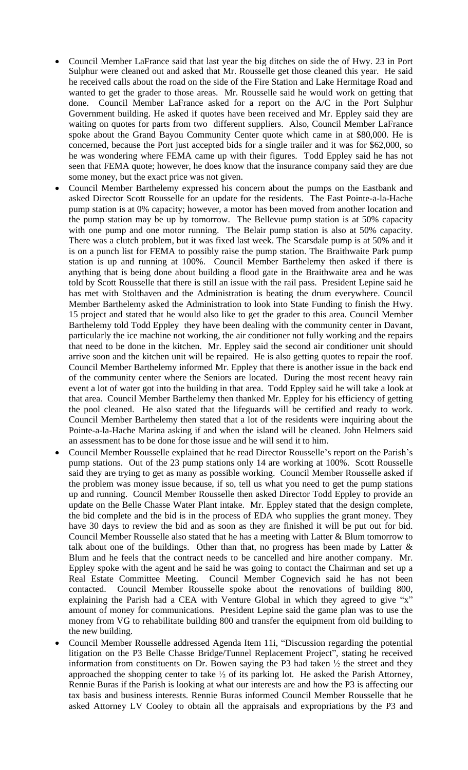- Council Member LaFrance said that last year the big ditches on side the of Hwy. 23 in Port Sulphur were cleaned out and asked that Mr. Rousselle get those cleaned this year. He said he received calls about the road on the side of the Fire Station and Lake Hermitage Road and wanted to get the grader to those areas. Mr. Rousselle said he would work on getting that done. Council Member LaFrance asked for a report on the A/C in the Port Sulphur Government building. He asked if quotes have been received and Mr. Eppley said they are waiting on quotes for parts from two different suppliers. Also, Council Member LaFrance spoke about the Grand Bayou Community Center quote which came in at $80,000. He is concerned, because the Port just accepted bids for a single trailer and it was for $62,000, so he was wondering where FEMA came up with their figures. Todd Eppley said he has not seen that FEMA quote; however, he does know that the insurance company said they are due some money, but the exact price was not given.
- Council Member Barthelemy expressed his concern about the pumps on the Eastbank and asked Director Scott Rousselle for an update for the residents. The East Pointe-a-la-Hache pump station is at 0% capacity; however, a motor has been moved from another location and the pump station may be up by tomorrow. The Bellevue pump station is at 50% capacity with one pump and one motor running. The Belair pump station is also at 50% capacity. There was a clutch problem, but it was fixed last week. The Scarsdale pump is at 50% and it is on a punch list for FEMA to possibly raise the pump station. The Braithwaite Park pump station is up and running at 100%. Council Member Barthelemy then asked if there is anything that is being done about building a flood gate in the Braithwaite area and he was told by Scott Rousselle that there is still an issue with the rail pass. President Lepine said he has met with Stolthaven and the Administration is beating the drum everywhere. Council Member Barthelemy asked the Administration to look into State Funding to finish the Hwy. 15 project and stated that he would also like to get the grader to this area. Council Member Barthelemy told Todd Eppley they have been dealing with the community center in Davant, particularly the ice machine not working, the air conditioner not fully working and the repairs that need to be done in the kitchen. Mr. Eppley said the second air conditioner unit should arrive soon and the kitchen unit will be repaired. He is also getting quotes to repair the roof. Council Member Barthelemy informed Mr. Eppley that there is another issue in the back end of the community center where the Seniors are located. During the most recent heavy rain event a lot of water got into the building in that area. Todd Eppley said he will take a look at that area. Council Member Barthelemy then thanked Mr. Eppley for his efficiency of getting the pool cleaned. He also stated that the lifeguards will be certified and ready to work. Council Member Barthelemy then stated that a lot of the residents were inquiring about the Pointe-a-la-Hache Marina asking if and when the island will be cleaned. John Helmers said an assessment has to be done for those issue and he will send it to him.
- Council Member Rousselle explained that he read Director Rousselle's report on the Parish's pump stations. Out of the 23 pump stations only 14 are working at 100%. Scott Rousselle said they are trying to get as many as possible working. Council Member Rousselle asked if the problem was money issue because, if so, tell us what you need to get the pump stations up and running. Council Member Rousselle then asked Director Todd Eppley to provide an update on the Belle Chasse Water Plant intake. Mr. Eppley stated that the design complete, the bid complete and the bid is in the process of EDA who supplies the grant money. They have 30 days to review the bid and as soon as they are finished it will be put out for bid. Council Member Rousselle also stated that he has a meeting with Latter & Blum tomorrow to talk about one of the buildings. Other than that, no progress has been made by Latter & Blum and he feels that the contract needs to be cancelled and hire another company. Mr. Eppley spoke with the agent and he said he was going to contact the Chairman and set up a Real Estate Committee Meeting. Council Member Cognevich said he has not been contacted. Council Member Rousselle spoke about the renovations of building 800, explaining the Parish had a CEA with Venture Global in which they agreed to give "x" amount of money for communications. President Lepine said the game plan was to use the money from VG to rehabilitate building 800 and transfer the equipment from old building to the new building.
- Council Member Rousselle addressed Agenda Item 11i, "Discussion regarding the potential litigation on the P3 Belle Chasse Bridge/Tunnel Replacement Project", stating he received information from constituents on Dr. Bowen saying the P3 had taken ½ the street and they approached the shopping center to take ½ of its parking lot. He asked the Parish Attorney, Rennie Buras if the Parish is looking at what our interests are and how the P3 is affecting our tax basis and business interests. Rennie Buras informed Council Member Rousselle that he asked Attorney LV Cooley to obtain all the appraisals and expropriations by the P3 and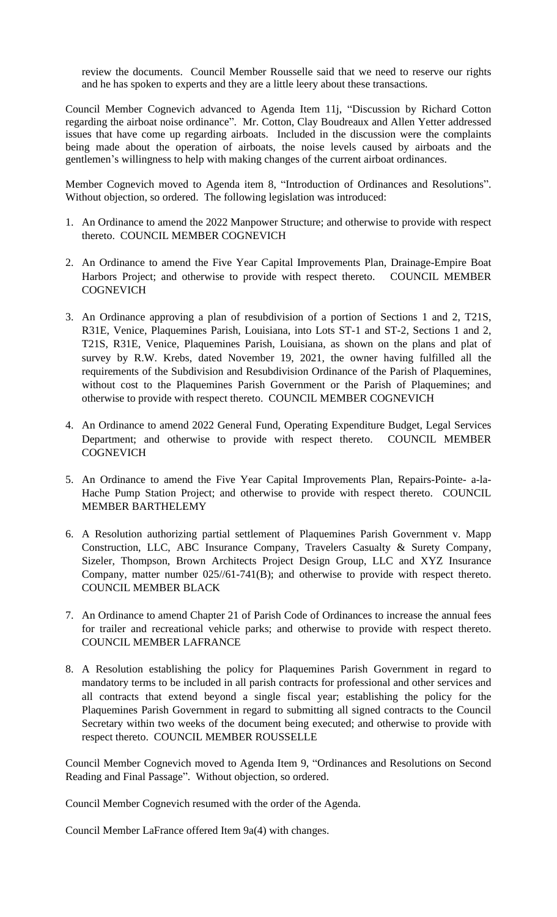review the documents. Council Member Rousselle said that we need to reserve our rights and he has spoken to experts and they are a little leery about these transactions.

Council Member Cognevich advanced to Agenda Item 11j, "Discussion by Richard Cotton regarding the airboat noise ordinance". Mr. Cotton, Clay Boudreaux and Allen Yetter addressed issues that have come up regarding airboats. Included in the discussion were the complaints being made about the operation of airboats, the noise levels caused by airboats and the gentlemen's willingness to help with making changes of the current airboat ordinances.

Member Cognevich moved to Agenda item 8, "Introduction of Ordinances and Resolutions". Without objection, so ordered. The following legislation was introduced:

1. An Ordinance to amend the 2022 Manpower Structure; and otherwise to provide with respect thereto. COUNCIL MEMBER COGNEVICH

2. An Ordinance to amend the Five Year Capital Improvements Plan, Drainage-Empire Boat Harbors Project; and otherwise to provide with respect thereto. COUNCIL MEMBER COGNEVICH

3. An Ordinance approving a plan of resubdivision of a portion of Sections 1 and 2, T21S, R31E, Venice, Plaquemines Parish, Louisiana, into Lots ST-1 and ST-2, Sections 1 and 2, T21S, R31E, Venice, Plaquemines Parish, Louisiana, as shown on the plans and plat of survey by R.W. Krebs, dated November 19, 2021, the owner having fulfilled all the requirements of the Subdivision and Resubdivision Ordinance of the Parish of Plaquemines, without cost to the Plaquemines Parish Government or the Parish of Plaquemines; and otherwise to provide with respect thereto. COUNCIL MEMBER COGNEVICH

4. An Ordinance to amend 2022 General Fund, Operating Expenditure Budget, Legal Services Department; and otherwise to provide with respect thereto. COUNCIL MEMBER COGNEVICH

5. An Ordinance to amend the Five Year Capital Improvements Plan, Repairs-Pointe- a-la-Hache Pump Station Project; and otherwise to provide with respect thereto. COUNCIL MEMBER BARTHELEMY

6. A Resolution authorizing partial settlement of Plaquemines Parish Government v. Mapp Construction, LLC, ABC Insurance Company, Travelers Casualty & Surety Company, Sizeler, Thompson, Brown Architects Project Design Group, LLC and XYZ Insurance Company, matter number 025//61-741(B); and otherwise to provide with respect thereto. COUNCIL MEMBER BLACK

7. An Ordinance to amend Chapter 21 of Parish Code of Ordinances to increase the annual fees for trailer and recreational vehicle parks; and otherwise to provide with respect thereto. COUNCIL MEMBER LAFRANCE

8. A Resolution establishing the policy for Plaquemines Parish Government in regard to mandatory terms to be included in all parish contracts for professional and other services and all contracts that extend beyond a single fiscal year; establishing the policy for the Plaquemines Parish Government in regard to submitting all signed contracts to the Council Secretary within two weeks of the document being executed; and otherwise to provide with respect thereto. COUNCIL MEMBER ROUSSELLE

Council Member Cognevich moved to Agenda Item 9, "Ordinances and Resolutions on Second Reading and Final Passage". Without objection, so ordered.

Council Member Cognevich resumed with the order of the Agenda.

Council Member LaFrance offered Item 9a(4) with changes.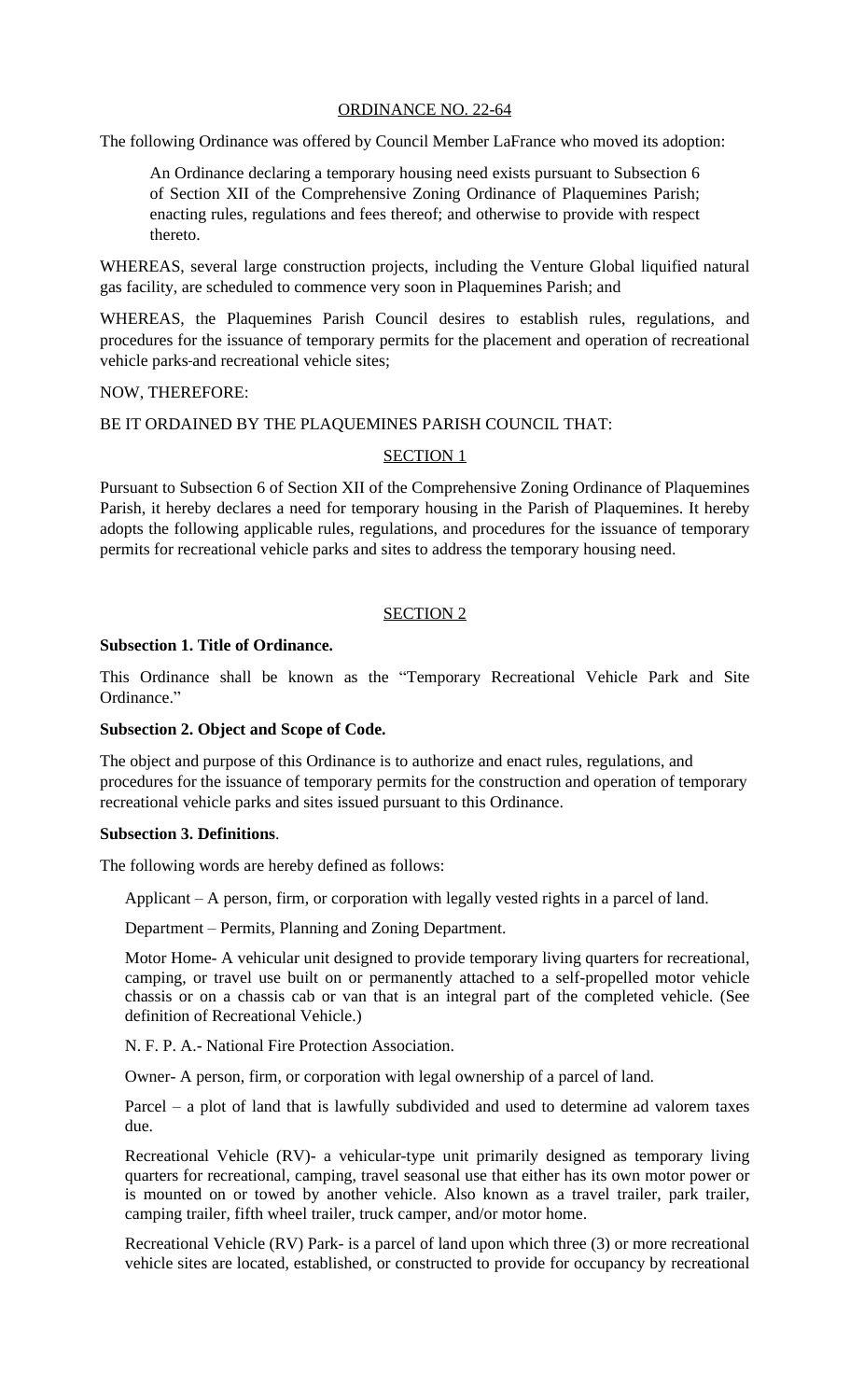ORDINANCE NO. 22-64

The following Ordinance was offered by Council Member LaFrance who moved its adoption:

> An Ordinance declaring a temporary housing need exists pursuant to Subsection 6 of Section XII of the Comprehensive Zoning Ordinance of Plaquemines Parish; enacting rules, regulations and fees thereof; and otherwise to provide with respect thereto.

WHEREAS, several large construction projects, including the Venture Global liquified natural gas facility, are scheduled to commence very soon in Plaquemines Parish; and

WHEREAS, the Plaquemines Parish Council desires to establish rules, regulations, and procedures for the issuance of temporary permits for the placement and operation of recreational vehicle parks and recreational vehicle sites;

NOW, THEREFORE:

BE IT ORDAINED BY THE PLAQUEMINES PARISH COUNCIL THAT:

SECTION 1

Pursuant to Subsection 6 of Section XII of the Comprehensive Zoning Ordinance of Plaquemines Parish, it hereby declares a need for temporary housing in the Parish of Plaquemines. It hereby adopts the following applicable rules, regulations, and procedures for the issuance of temporary permits for recreational vehicle parks and sites to address the temporary housing need.

SECTION 2

**Subsection 1. Title of Ordinance.**

This Ordinance shall be known as the "Temporary Recreational Vehicle Park and Site Ordinance."

**Subsection 2. Object and Scope of Code.**

The object and purpose of this Ordinance is to authorize and enact rules, regulations, and procedures for the issuance of temporary permits for the construction and operation of temporary recreational vehicle parks and sites issued pursuant to this Ordinance.

**Subsection 3. Definitions**.

The following words are hereby defined as follows:

Applicant – A person, firm, or corporation with legally vested rights in a parcel of land.

Department – Permits, Planning and Zoning Department.

Motor Home- A vehicular unit designed to provide temporary living quarters for recreational, camping, or travel use built on or permanently attached to a self-propelled motor vehicle chassis or on a chassis cab or van that is an integral part of the completed vehicle. (See definition of Recreational Vehicle.)

N. F. P. A.- National Fire Protection Association.

Owner- A person, firm, or corporation with legal ownership of a parcel of land.

Parcel – a plot of land that is lawfully subdivided and used to determine ad valorem taxes due.

Recreational Vehicle (RV)- a vehicular-type unit primarily designed as temporary living quarters for recreational, camping, travel seasonal use that either has its own motor power or is mounted on or towed by another vehicle. Also known as a travel trailer, park trailer, camping trailer, fifth wheel trailer, truck camper, and/or motor home.

Recreational Vehicle (RV) Park- is a parcel of land upon which three (3) or more recreational vehicle sites are located, established, or constructed to provide for occupancy by recreational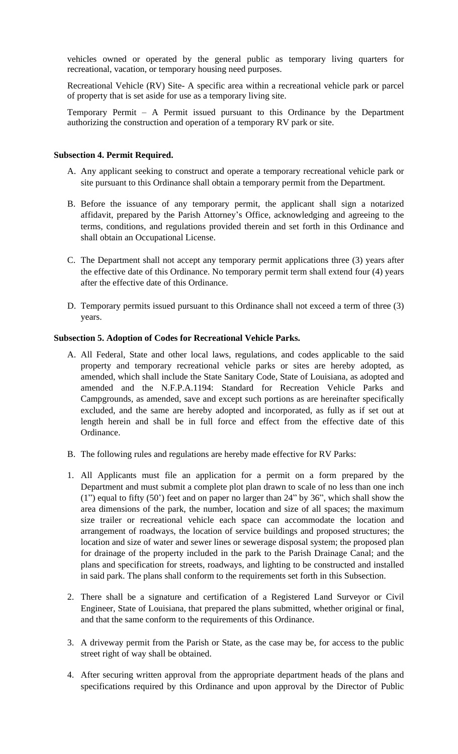vehicles owned or operated by the general public as temporary living quarters for recreational, vacation, or temporary housing need purposes.

Recreational Vehicle (RV) Site- A specific area within a recreational vehicle park or parcel of property that is set aside for use as a temporary living site.

Temporary Permit – A Permit issued pursuant to this Ordinance by the Department authorizing the construction and operation of a temporary RV park or site.

**Subsection 4. Permit Required.**

A. Any applicant seeking to construct and operate a temporary recreational vehicle park or site pursuant to this Ordinance shall obtain a temporary permit from the Department.

B. Before the issuance of any temporary permit, the applicant shall sign a notarized affidavit, prepared by the Parish Attorney's Office, acknowledging and agreeing to the terms, conditions, and regulations provided therein and set forth in this Ordinance and shall obtain an Occupational License.

C. The Department shall not accept any temporary permit applications three (3) years after the effective date of this Ordinance. No temporary permit term shall extend four (4) years after the effective date of this Ordinance.

D. Temporary permits issued pursuant to this Ordinance shall not exceed a term of three (3) years.

**Subsection 5. Adoption of Codes for Recreational Vehicle Parks.**

A. All Federal, State and other local laws, regulations, and codes applicable to the said property and temporary recreational vehicle parks or sites are hereby adopted, as amended, which shall include the State Sanitary Code, State of Louisiana, as adopted and amended and the N.F.P.A.1194: Standard for Recreation Vehicle Parks and Campgrounds, as amended, save and except such portions as are hereinafter specifically excluded, and the same are hereby adopted and incorporated, as fully as if set out at length herein and shall be in full force and effect from the effective date of this Ordinance.

B. The following rules and regulations are hereby made effective for RV Parks:

1. All Applicants must file an application for a permit on a form prepared by the Department and must submit a complete plot plan drawn to scale of no less than one inch (1") equal to fifty (50') feet and on paper no larger than 24" by 36", which shall show the area dimensions of the park, the number, location and size of all spaces; the maximum size trailer or recreational vehicle each space can accommodate the location and arrangement of roadways, the location of service buildings and proposed structures; the location and size of water and sewer lines or sewerage disposal system; the proposed plan for drainage of the property included in the park to the Parish Drainage Canal; and the plans and specification for streets, roadways, and lighting to be constructed and installed in said park. The plans shall conform to the requirements set forth in this Subsection.

2. There shall be a signature and certification of a Registered Land Surveyor or Civil Engineer, State of Louisiana, that prepared the plans submitted, whether original or final, and that the same conform to the requirements of this Ordinance.

3. A driveway permit from the Parish or State, as the case may be, for access to the public street right of way shall be obtained.

4. After securing written approval from the appropriate department heads of the plans and specifications required by this Ordinance and upon approval by the Director of Public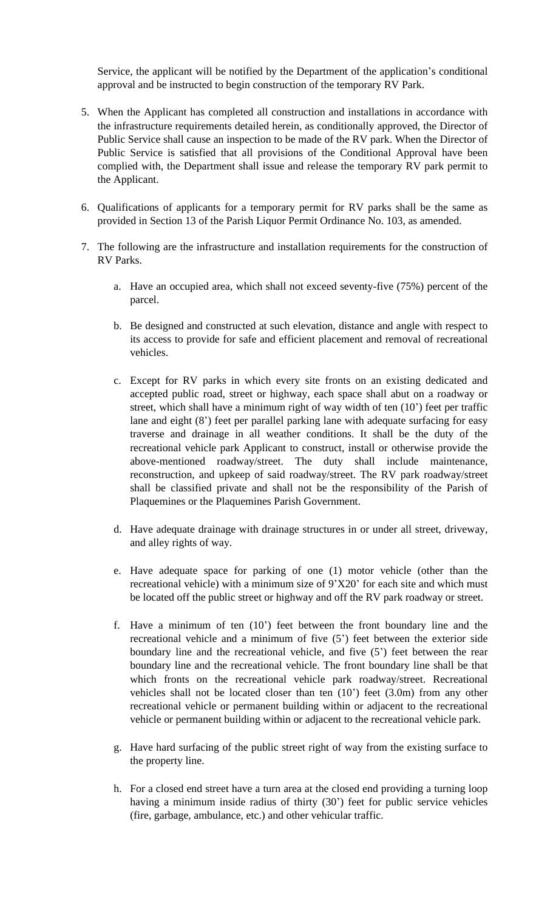Service, the applicant will be notified by the Department of the application's conditional approval and be instructed to begin construction of the temporary RV Park.

5. When the Applicant has completed all construction and installations in accordance with the infrastructure requirements detailed herein, as conditionally approved, the Director of Public Service shall cause an inspection to be made of the RV park. When the Director of Public Service is satisfied that all provisions of the Conditional Approval have been complied with, the Department shall issue and release the temporary RV park permit to the Applicant.

6. Qualifications of applicants for a temporary permit for RV parks shall be the same as provided in Section 13 of the Parish Liquor Permit Ordinance No. 103, as amended.

7. The following are the infrastructure and installation requirements for the construction of RV Parks.

   a. Have an occupied area, which shall not exceed seventy-five (75%) percent of the parcel.

   b. Be designed and constructed at such elevation, distance and angle with respect to its access to provide for safe and efficient placement and removal of recreational vehicles.

   c. Except for RV parks in which every site fronts on an existing dedicated and accepted public road, street or highway, each space shall abut on a roadway or street, which shall have a minimum right of way width of ten (10') feet per traffic lane and eight (8') feet per parallel parking lane with adequate surfacing for easy traverse and drainage in all weather conditions. It shall be the duty of the recreational vehicle park Applicant to construct, install or otherwise provide the above-mentioned roadway/street. The duty shall include maintenance, reconstruction, and upkeep of said roadway/street. The RV park roadway/street shall be classified private and shall not be the responsibility of the Parish of Plaquemines or the Plaquemines Parish Government.

   d. Have adequate drainage with drainage structures in or under all street, driveway, and alley rights of way.

   e. Have adequate space for parking of one (1) motor vehicle (other than the recreational vehicle) with a minimum size of 9'X20' for each site and which must be located off the public street or highway and off the RV park roadway or street.

   f. Have a minimum of ten (10') feet between the front boundary line and the recreational vehicle and a minimum of five (5') feet between the exterior side boundary line and the recreational vehicle, and five (5') feet between the rear boundary line and the recreational vehicle. The front boundary line shall be that which fronts on the recreational vehicle park roadway/street. Recreational vehicles shall not be located closer than ten (10') feet (3.0m) from any other recreational vehicle or permanent building within or adjacent to the recreational vehicle or permanent building within or adjacent to the recreational vehicle park.

   g. Have hard surfacing of the public street right of way from the existing surface to the property line.

   h. For a closed end street have a turn area at the closed end providing a turning loop having a minimum inside radius of thirty (30') feet for public service vehicles (fire, garbage, ambulance, etc.) and other vehicular traffic.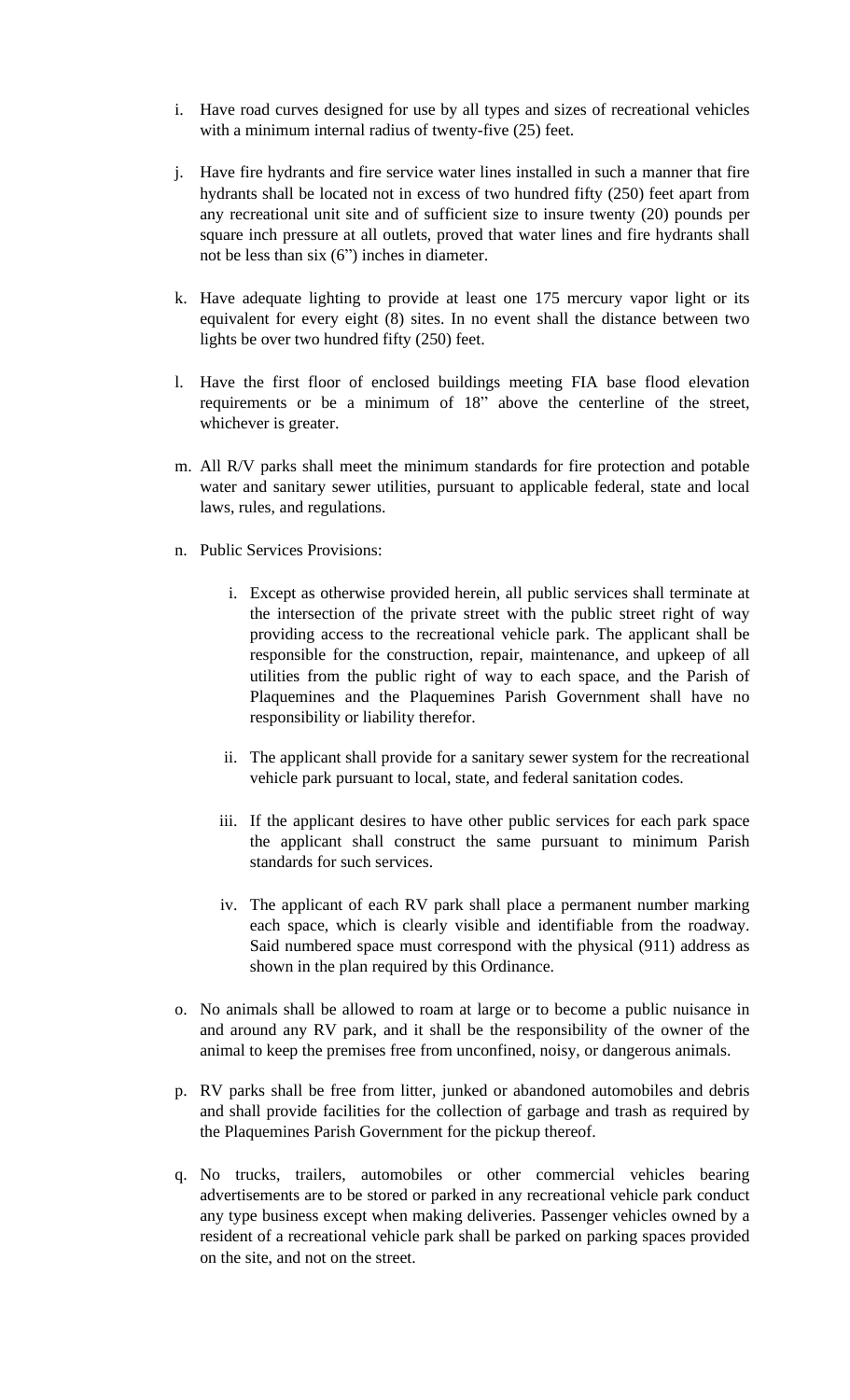i. Have road curves designed for use by all types and sizes of recreational vehicles with a minimum internal radius of twenty-five (25) feet.

j. Have fire hydrants and fire service water lines installed in such a manner that fire hydrants shall be located not in excess of two hundred fifty (250) feet apart from any recreational unit site and of sufficient size to insure twenty (20) pounds per square inch pressure at all outlets, proved that water lines and fire hydrants shall not be less than six (6") inches in diameter.

k. Have adequate lighting to provide at least one 175 mercury vapor light or its equivalent for every eight (8) sites. In no event shall the distance between two lights be over two hundred fifty (250) feet.

l. Have the first floor of enclosed buildings meeting FIA base flood elevation requirements or be a minimum of 18" above the centerline of the street, whichever is greater.

m. All R/V parks shall meet the minimum standards for fire protection and potable water and sanitary sewer utilities, pursuant to applicable federal, state and local laws, rules, and regulations.

n. Public Services Provisions:

   i. Except as otherwise provided herein, all public services shall terminate at the intersection of the private street with the public street right of way providing access to the recreational vehicle park. The applicant shall be responsible for the construction, repair, maintenance, and upkeep of all utilities from the public right of way to each space, and the Parish of Plaquemines and the Plaquemines Parish Government shall have no responsibility or liability therefor.

   ii. The applicant shall provide for a sanitary sewer system for the recreational vehicle park pursuant to local, state, and federal sanitation codes.

   iii. If the applicant desires to have other public services for each park space the applicant shall construct the same pursuant to minimum Parish standards for such services.

   iv. The applicant of each RV park shall place a permanent number marking each space, which is clearly visible and identifiable from the roadway. Said numbered space must correspond with the physical (911) address as shown in the plan required by this Ordinance.

o. No animals shall be allowed to roam at large or to become a public nuisance in and around any RV park, and it shall be the responsibility of the owner of the animal to keep the premises free from unconfined, noisy, or dangerous animals.

p. RV parks shall be free from litter, junked or abandoned automobiles and debris and shall provide facilities for the collection of garbage and trash as required by the Plaquemines Parish Government for the pickup thereof.

q. No trucks, trailers, automobiles or other commercial vehicles bearing advertisements are to be stored or parked in any recreational vehicle park conduct any type business except when making deliveries. Passenger vehicles owned by a resident of a recreational vehicle park shall be parked on parking spaces provided on the site, and not on the street.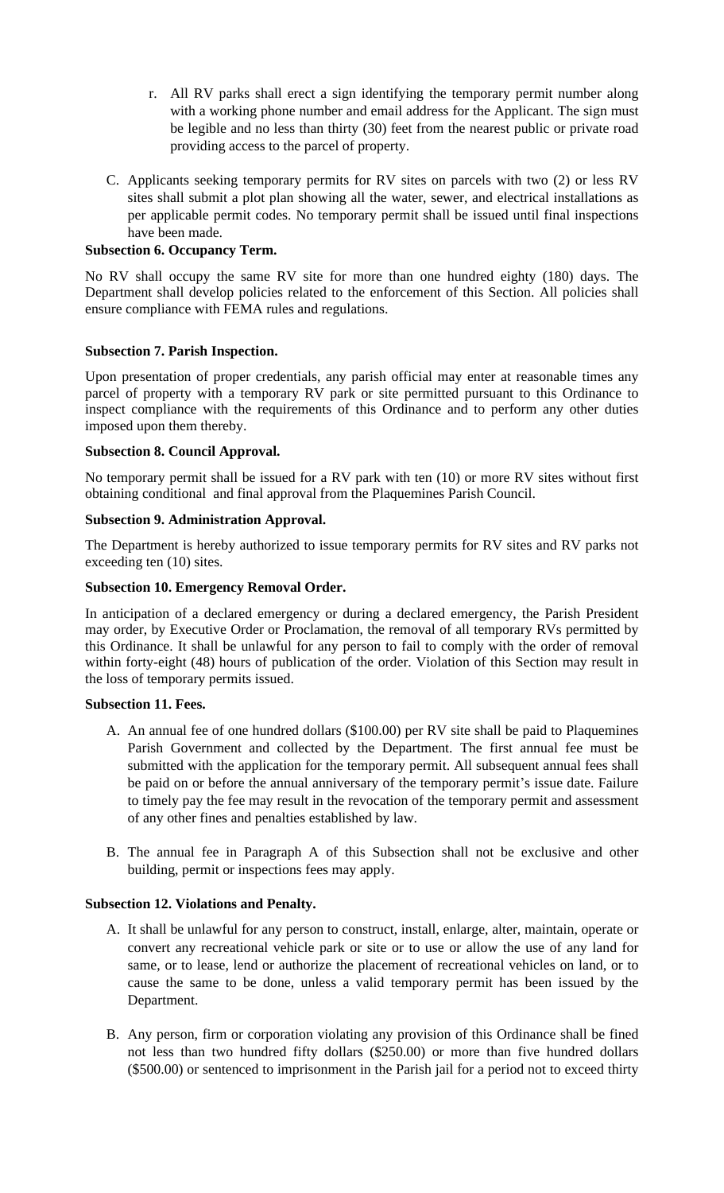r. All RV parks shall erect a sign identifying the temporary permit number along with a working phone number and email address for the Applicant. The sign must be legible and no less than thirty (30) feet from the nearest public or private road providing access to the parcel of property.

C. Applicants seeking temporary permits for RV sites on parcels with two (2) or less RV sites shall submit a plot plan showing all the water, sewer, and electrical installations as per applicable permit codes. No temporary permit shall be issued until final inspections have been made.

**Subsection 6. Occupancy Term.**

No RV shall occupy the same RV site for more than one hundred eighty (180) days. The Department shall develop policies related to the enforcement of this Section. All policies shall ensure compliance with FEMA rules and regulations.

**Subsection 7. Parish Inspection.**

Upon presentation of proper credentials, any parish official may enter at reasonable times any parcel of property with a temporary RV park or site permitted pursuant to this Ordinance to inspect compliance with the requirements of this Ordinance and to perform any other duties imposed upon them thereby.

**Subsection 8. Council Approval.**

No temporary permit shall be issued for a RV park with ten (10) or more RV sites without first obtaining conditional and final approval from the Plaquemines Parish Council.

**Subsection 9. Administration Approval.**

The Department is hereby authorized to issue temporary permits for RV sites and RV parks not exceeding ten (10) sites.

**Subsection 10. Emergency Removal Order.**

In anticipation of a declared emergency or during a declared emergency, the Parish President may order, by Executive Order or Proclamation, the removal of all temporary RVs permitted by this Ordinance. It shall be unlawful for any person to fail to comply with the order of removal within forty-eight (48) hours of publication of the order. Violation of this Section may result in the loss of temporary permits issued.

**Subsection 11. Fees.**

A. An annual fee of one hundred dollars ($100.00) per RV site shall be paid to Plaquemines Parish Government and collected by the Department. The first annual fee must be submitted with the application for the temporary permit. All subsequent annual fees shall be paid on or before the annual anniversary of the temporary permit's issue date. Failure to timely pay the fee may result in the revocation of the temporary permit and assessment of any other fines and penalties established by law.

B. The annual fee in Paragraph A of this Subsection shall not be exclusive and other building, permit or inspections fees may apply.

**Subsection 12. Violations and Penalty.**

A. It shall be unlawful for any person to construct, install, enlarge, alter, maintain, operate or convert any recreational vehicle park or site or to use or allow the use of any land for same, or to lease, lend or authorize the placement of recreational vehicles on land, or to cause the same to be done, unless a valid temporary permit has been issued by the Department.

B. Any person, firm or corporation violating any provision of this Ordinance shall be fined not less than two hundred fifty dollars ($250.00) or more than five hundred dollars ($500.00) or sentenced to imprisonment in the Parish jail for a period not to exceed thirty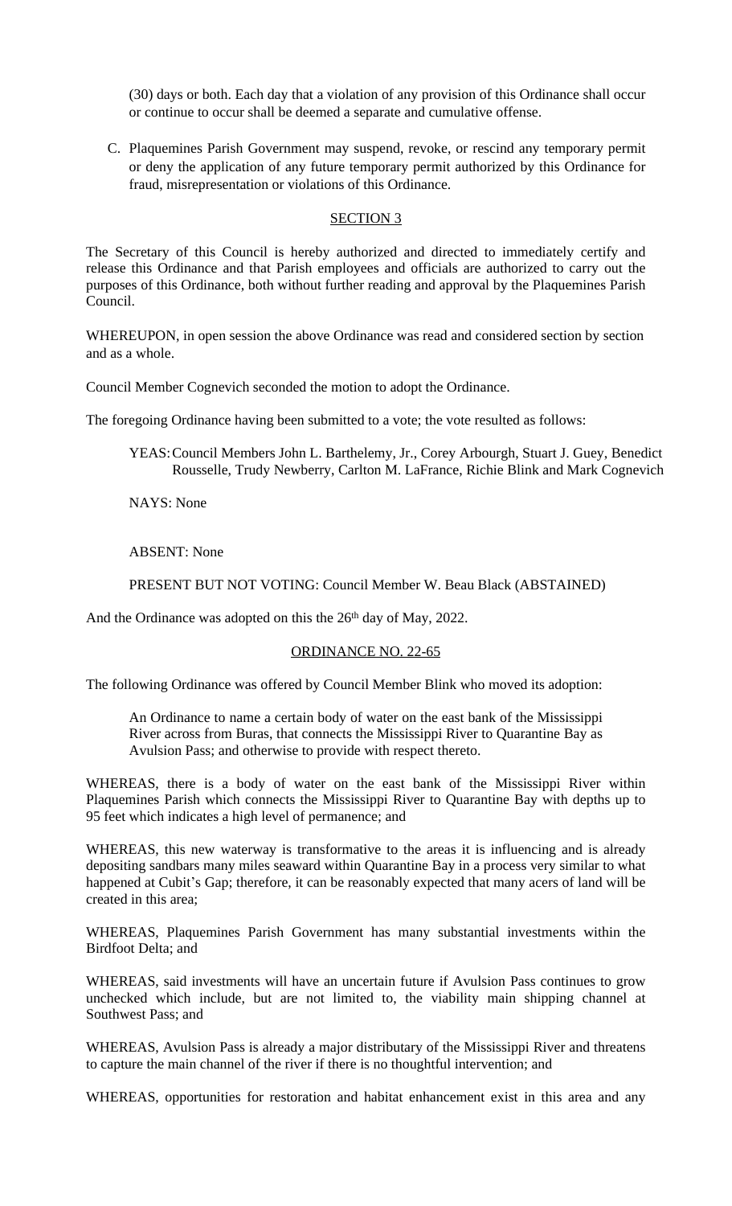(30) days or both. Each day that a violation of any provision of this Ordinance shall occur or continue to occur shall be deemed a separate and cumulative offense.

C. Plaquemines Parish Government may suspend, revoke, or rescind any temporary permit or deny the application of any future temporary permit authorized by this Ordinance for fraud, misrepresentation or violations of this Ordinance.

## SECTION 3

The Secretary of this Council is hereby authorized and directed to immediately certify and release this Ordinance and that Parish employees and officials are authorized to carry out the purposes of this Ordinance, both without further reading and approval by the Plaquemines Parish Council.

WHEREUPON, in open session the above Ordinance was read and considered section by section and as a whole.

Council Member Cognevich seconded the motion to adopt the Ordinance.

The foregoing Ordinance having been submitted to a vote; the vote resulted as follows:

YEAS: Council Members John L. Barthelemy, Jr., Corey Arbourgh, Stuart J. Guey, Benedict Rousselle, Trudy Newberry, Carlton M. LaFrance, Richie Blink and Mark Cognevich

NAYS: None

ABSENT: None

PRESENT BUT NOT VOTING: Council Member W. Beau Black (ABSTAINED)

And the Ordinance was adopted on this the 26th day of May, 2022.

## ORDINANCE NO. 22-65

The following Ordinance was offered by Council Member Blink who moved its adoption:

> An Ordinance to name a certain body of water on the east bank of the Mississippi River across from Buras, that connects the Mississippi River to Quarantine Bay as Avulsion Pass; and otherwise to provide with respect thereto.

WHEREAS, there is a body of water on the east bank of the Mississippi River within Plaquemines Parish which connects the Mississippi River to Quarantine Bay with depths up to 95 feet which indicates a high level of permanence; and

WHEREAS, this new waterway is transformative to the areas it is influencing and is already depositing sandbars many miles seaward within Quarantine Bay in a process very similar to what happened at Cubit's Gap; therefore, it can be reasonably expected that many acers of land will be created in this area;

WHEREAS, Plaquemines Parish Government has many substantial investments within the Birdfoot Delta; and

WHEREAS, said investments will have an uncertain future if Avulsion Pass continues to grow unchecked which include, but are not limited to, the viability main shipping channel at Southwest Pass; and

WHEREAS, Avulsion Pass is already a major distributary of the Mississippi River and threatens to capture the main channel of the river if there is no thoughtful intervention; and

WHEREAS, opportunities for restoration and habitat enhancement exist in this area and any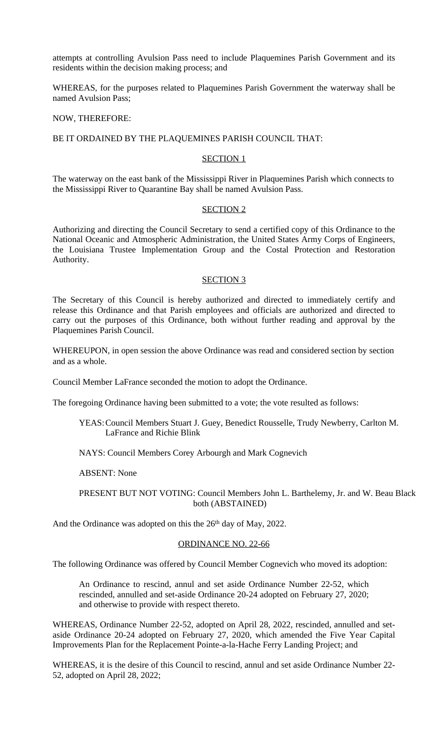attempts at controlling Avulsion Pass need to include Plaquemines Parish Government and its residents within the decision making process; and

WHEREAS, for the purposes related to Plaquemines Parish Government the waterway shall be named Avulsion Pass;

NOW, THEREFORE:

BE IT ORDAINED BY THE PLAQUEMINES PARISH COUNCIL THAT:

SECTION 1

The waterway on the east bank of the Mississippi River in Plaquemines Parish which connects to the Mississippi River to Quarantine Bay shall be named Avulsion Pass.

SECTION 2

Authorizing and directing the Council Secretary to send a certified copy of this Ordinance to the National Oceanic and Atmospheric Administration, the United States Army Corps of Engineers, the Louisiana Trustee Implementation Group and the Costal Protection and Restoration Authority.

SECTION 3

The Secretary of this Council is hereby authorized and directed to immediately certify and release this Ordinance and that Parish employees and officials are authorized and directed to carry out the purposes of this Ordinance, both without further reading and approval by the Plaquemines Parish Council.

WHEREUPON, in open session the above Ordinance was read and considered section by section and as a whole.

Council Member LaFrance seconded the motion to adopt the Ordinance.

The foregoing Ordinance having been submitted to a vote; the vote resulted as follows:

YEAS: Council Members Stuart J. Guey, Benedict Rousselle, Trudy Newberry, Carlton M. LaFrance and Richie Blink

NAYS: Council Members Corey Arbourgh and Mark Cognevich

ABSENT: None

PRESENT BUT NOT VOTING: Council Members John L. Barthelemy, Jr. and W. Beau Black both (ABSTAINED)

And the Ordinance was adopted on this the 26th day of May, 2022.

ORDINANCE NO. 22-66

The following Ordinance was offered by Council Member Cognevich who moved its adoption:

An Ordinance to rescind, annul and set aside Ordinance Number 22-52, which rescinded, annulled and set-aside Ordinance 20-24 adopted on February 27, 2020; and otherwise to provide with respect thereto.

WHEREAS, Ordinance Number 22-52, adopted on April 28, 2022, rescinded, annulled and set-aside Ordinance 20-24 adopted on February 27, 2020, which amended the Five Year Capital Improvements Plan for the Replacement Pointe-a-la-Hache Ferry Landing Project; and

WHEREAS, it is the desire of this Council to rescind, annul and set aside Ordinance Number 22-52, adopted on April 28, 2022;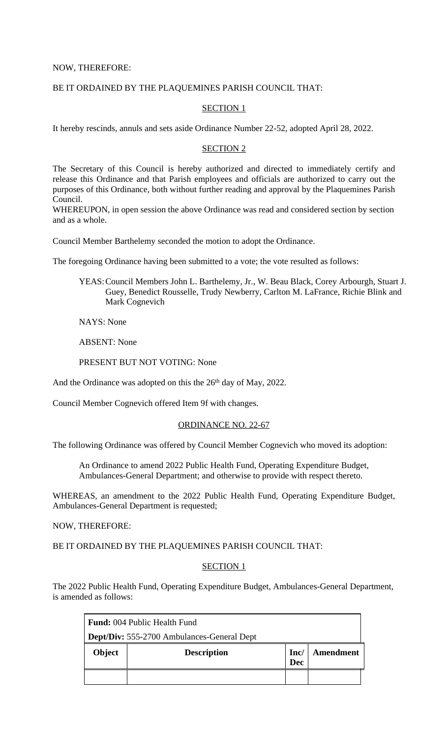NOW, THEREFORE:

BE IT ORDAINED BY THE PLAQUEMINES PARISH COUNCIL THAT:

SECTION 1

It hereby rescinds, annuls and sets aside Ordinance Number 22-52, adopted April 28, 2022.

SECTION 2

The Secretary of this Council is hereby authorized and directed to immediately certify and release this Ordinance and that Parish employees and officials are authorized to carry out the purposes of this Ordinance, both without further reading and approval by the Plaquemines Parish Council.

WHEREUPON, in open session the above Ordinance was read and considered section by section and as a whole.

Council Member Barthelemy seconded the motion to adopt the Ordinance.

The foregoing Ordinance having been submitted to a vote; the vote resulted as follows:

YEAS: Council Members John L. Barthelemy, Jr., W. Beau Black, Corey Arbourgh, Stuart J. Guey, Benedict Rousselle, Trudy Newberry, Carlton M. LaFrance, Richie Blink and Mark Cognevich

NAYS: None

ABSENT: None

PRESENT BUT NOT VOTING: None

And the Ordinance was adopted on this the 26th day of May, 2022.

Council Member Cognevich offered Item 9f with changes.

ORDINANCE NO. 22-67

The following Ordinance was offered by Council Member Cognevich who moved its adoption:

An Ordinance to amend 2022 Public Health Fund, Operating Expenditure Budget, Ambulances-General Department; and otherwise to provide with respect thereto.

WHEREAS, an amendment to the 2022 Public Health Fund, Operating Expenditure Budget, Ambulances-General Department is requested;

NOW, THEREFORE:

BE IT ORDAINED BY THE PLAQUEMINES PARISH COUNCIL THAT:

SECTION 1

The 2022 Public Health Fund, Operating Expenditure Budget, Ambulances-General Department, is amended as follows:

| **Fund:** 004 Public Health Fund | | | |
|---|---|---|---|
| **Dept/Div:** 555-2700 Ambulances-General Dept | | | |
| **Object** | **Description** | **Inc/ Dec** | **Amendment** |
| | | | |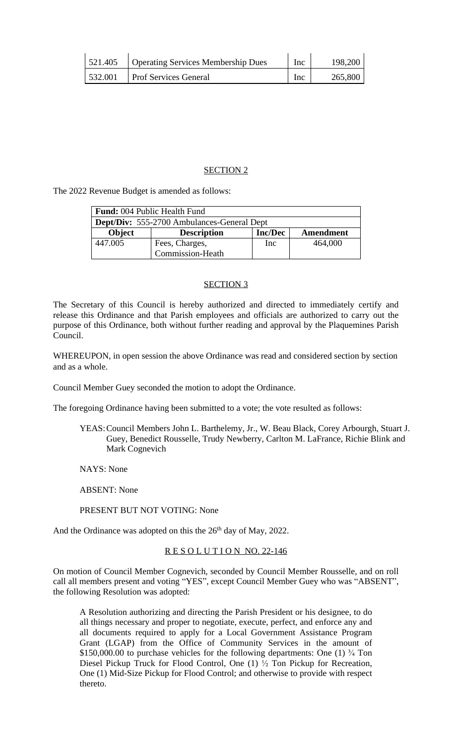| 521.405 | Operating Services Membership Dues | Inc | 198,200 |
|---|---|---|---|
| 532.001 | Prof Services General | Inc | 265,800 |

SECTION 2

The 2022 Revenue Budget is amended as follows:

| **Fund:** 004 Public Health Fund | | | |
|---|---|---|---|
| **Dept/Div:** 555-2700 Ambulances-General Dept | | | |
| **Object** | **Description** | **Inc/Dec** | **Amendment** |
| 447.005 | Fees, Charges, Commission-Heath | Inc | 464,000 |

SECTION 3

The Secretary of this Council is hereby authorized and directed to immediately certify and release this Ordinance and that Parish employees and officials are authorized to carry out the purpose of this Ordinance, both without further reading and approval by the Plaquemines Parish Council.

WHEREUPON, in open session the above Ordinance was read and considered section by section and as a whole.

Council Member Guey seconded the motion to adopt the Ordinance.

The foregoing Ordinance having been submitted to a vote; the vote resulted as follows:

YEAS: Council Members John L. Barthelemy, Jr., W. Beau Black, Corey Arbourgh, Stuart J. Guey, Benedict Rousselle, Trudy Newberry, Carlton M. LaFrance, Richie Blink and Mark Cognevich

NAYS: None

ABSENT: None

PRESENT BUT NOT VOTING: None

And the Ordinance was adopted on this the 26th day of May, 2022.

R E S O L U T I O N NO. 22-146

On motion of Council Member Cognevich, seconded by Council Member Rousselle, and on roll call all members present and voting "YES", except Council Member Guey who was "ABSENT", the following Resolution was adopted:

> A Resolution authorizing and directing the Parish President or his designee, to do all things necessary and proper to negotiate, execute, perfect, and enforce any and all documents required to apply for a Local Government Assistance Program Grant (LGAP) from the Office of Community Services in the amount of \$150,000.00 to purchase vehicles for the following departments: One (1) ¾ Ton Diesel Pickup Truck for Flood Control, One (1) ½ Ton Pickup for Recreation, One (1) Mid-Size Pickup for Flood Control; and otherwise to provide with respect thereto.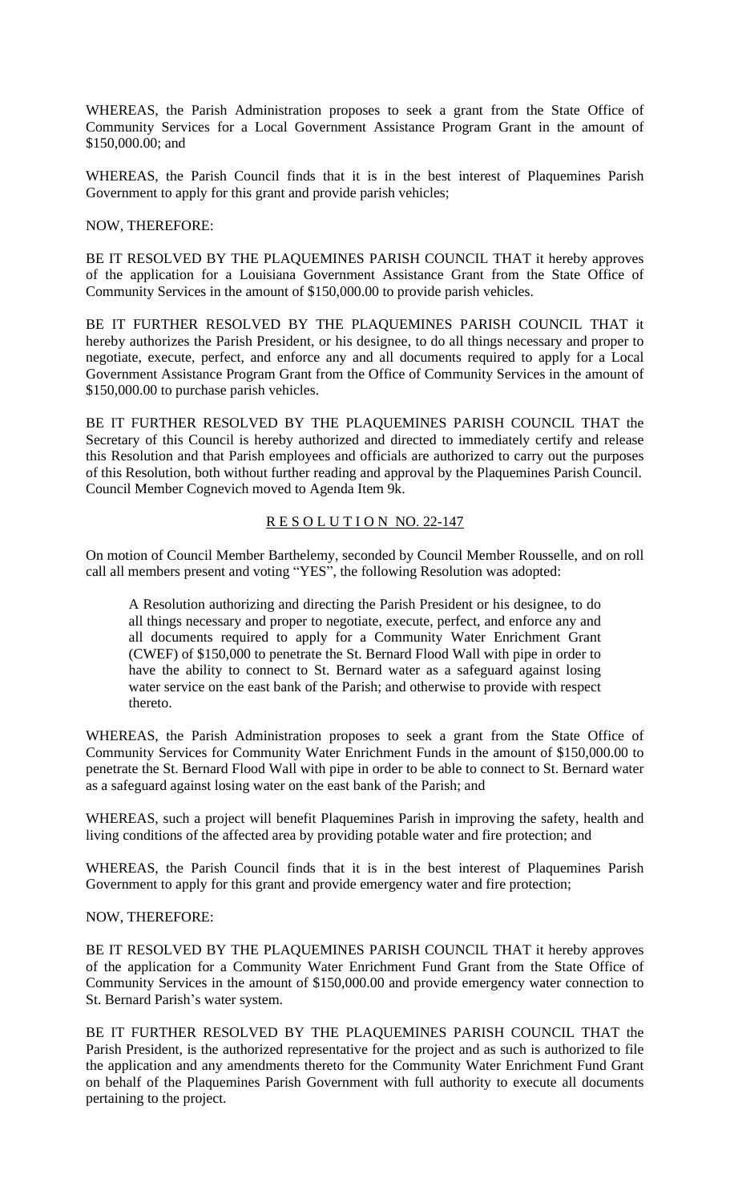WHEREAS, the Parish Administration proposes to seek a grant from the State Office of Community Services for a Local Government Assistance Program Grant in the amount of $150,000.00; and

WHEREAS, the Parish Council finds that it is in the best interest of Plaquemines Parish Government to apply for this grant and provide parish vehicles;

NOW, THEREFORE:

BE IT RESOLVED BY THE PLAQUEMINES PARISH COUNCIL THAT it hereby approves of the application for a Louisiana Government Assistance Grant from the State Office of Community Services in the amount of $150,000.00 to provide parish vehicles.

BE IT FURTHER RESOLVED BY THE PLAQUEMINES PARISH COUNCIL THAT it hereby authorizes the Parish President, or his designee, to do all things necessary and proper to negotiate, execute, perfect, and enforce any and all documents required to apply for a Local Government Assistance Program Grant from the Office of Community Services in the amount of $150,000.00 to purchase parish vehicles.

BE IT FURTHER RESOLVED BY THE PLAQUEMINES PARISH COUNCIL THAT the Secretary of this Council is hereby authorized and directed to immediately certify and release this Resolution and that Parish employees and officials are authorized to carry out the purposes of this Resolution, both without further reading and approval by the Plaquemines Parish Council. Council Member Cognevich moved to Agenda Item 9k.

<u>R E S O L U T I O N NO. 22-147</u>

On motion of Council Member Barthelemy, seconded by Council Member Rousselle, and on roll call all members present and voting "YES", the following Resolution was adopted:

> A Resolution authorizing and directing the Parish President or his designee, to do all things necessary and proper to negotiate, execute, perfect, and enforce any and all documents required to apply for a Community Water Enrichment Grant (CWEF) of $150,000 to penetrate the St. Bernard Flood Wall with pipe in order to have the ability to connect to St. Bernard water as a safeguard against losing water service on the east bank of the Parish; and otherwise to provide with respect thereto.

WHEREAS, the Parish Administration proposes to seek a grant from the State Office of Community Services for Community Water Enrichment Funds in the amount of $150,000.00 to penetrate the St. Bernard Flood Wall with pipe in order to be able to connect to St. Bernard water as a safeguard against losing water on the east bank of the Parish; and

WHEREAS, such a project will benefit Plaquemines Parish in improving the safety, health and living conditions of the affected area by providing potable water and fire protection; and

WHEREAS, the Parish Council finds that it is in the best interest of Plaquemines Parish Government to apply for this grant and provide emergency water and fire protection;

NOW, THEREFORE:

BE IT RESOLVED BY THE PLAQUEMINES PARISH COUNCIL THAT it hereby approves of the application for a Community Water Enrichment Fund Grant from the State Office of Community Services in the amount of $150,000.00 and provide emergency water connection to St. Bernard Parish's water system.

BE IT FURTHER RESOLVED BY THE PLAQUEMINES PARISH COUNCIL THAT the Parish President, is the authorized representative for the project and as such is authorized to file the application and any amendments thereto for the Community Water Enrichment Fund Grant on behalf of the Plaquemines Parish Government with full authority to execute all documents pertaining to the project.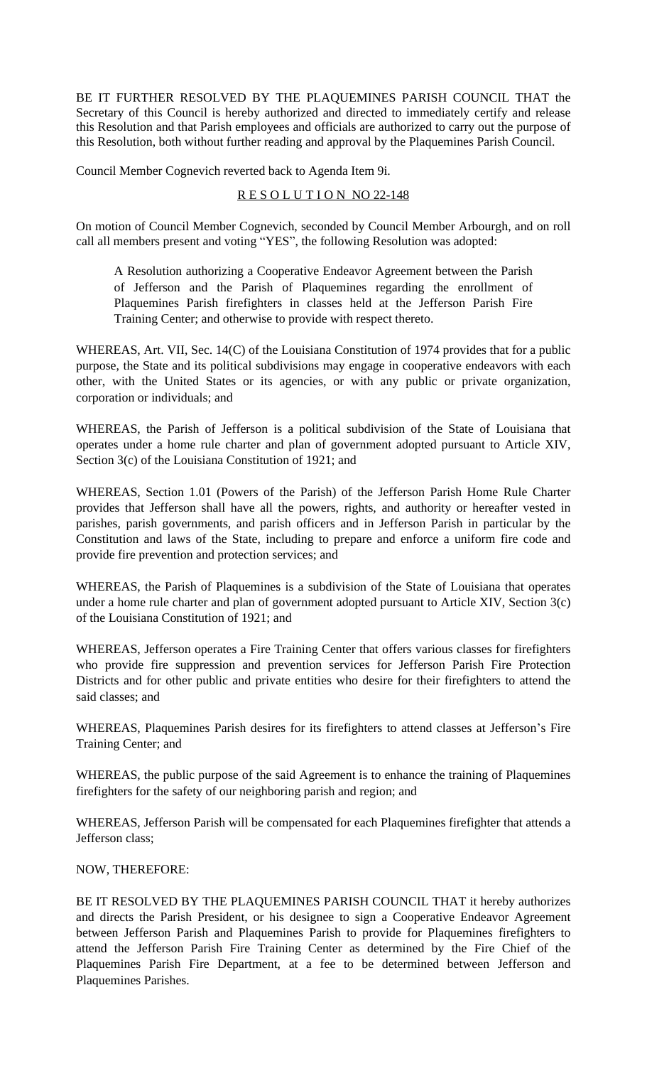BE IT FURTHER RESOLVED BY THE PLAQUEMINES PARISH COUNCIL THAT the Secretary of this Council is hereby authorized and directed to immediately certify and release this Resolution and that Parish employees and officials are authorized to carry out the purpose of this Resolution, both without further reading and approval by the Plaquemines Parish Council.

Council Member Cognevich reverted back to Agenda Item 9i.

<u>R E S O L U T I O N NO 22-148</u>

On motion of Council Member Cognevich, seconded by Council Member Arbourgh, and on roll call all members present and voting "YES", the following Resolution was adopted:

> A Resolution authorizing a Cooperative Endeavor Agreement between the Parish of Jefferson and the Parish of Plaquemines regarding the enrollment of Plaquemines Parish firefighters in classes held at the Jefferson Parish Fire Training Center; and otherwise to provide with respect thereto.

WHEREAS, Art. VII, Sec. 14(C) of the Louisiana Constitution of 1974 provides that for a public purpose, the State and its political subdivisions may engage in cooperative endeavors with each other, with the United States or its agencies, or with any public or private organization, corporation or individuals; and

WHEREAS, the Parish of Jefferson is a political subdivision of the State of Louisiana that operates under a home rule charter and plan of government adopted pursuant to Article XIV, Section 3(c) of the Louisiana Constitution of 1921; and

WHEREAS, Section 1.01 (Powers of the Parish) of the Jefferson Parish Home Rule Charter provides that Jefferson shall have all the powers, rights, and authority or hereafter vested in parishes, parish governments, and parish officers and in Jefferson Parish in particular by the Constitution and laws of the State, including to prepare and enforce a uniform fire code and provide fire prevention and protection services; and

WHEREAS, the Parish of Plaquemines is a subdivision of the State of Louisiana that operates under a home rule charter and plan of government adopted pursuant to Article XIV, Section 3(c) of the Louisiana Constitution of 1921; and

WHEREAS, Jefferson operates a Fire Training Center that offers various classes for firefighters who provide fire suppression and prevention services for Jefferson Parish Fire Protection Districts and for other public and private entities who desire for their firefighters to attend the said classes; and

WHEREAS, Plaquemines Parish desires for its firefighters to attend classes at Jefferson's Fire Training Center; and

WHEREAS, the public purpose of the said Agreement is to enhance the training of Plaquemines firefighters for the safety of our neighboring parish and region; and

WHEREAS, Jefferson Parish will be compensated for each Plaquemines firefighter that attends a Jefferson class;

NOW, THEREFORE:

BE IT RESOLVED BY THE PLAQUEMINES PARISH COUNCIL THAT it hereby authorizes and directs the Parish President, or his designee to sign a Cooperative Endeavor Agreement between Jefferson Parish and Plaquemines Parish to provide for Plaquemines firefighters to attend the Jefferson Parish Fire Training Center as determined by the Fire Chief of the Plaquemines Parish Fire Department, at a fee to be determined between Jefferson and Plaquemines Parishes.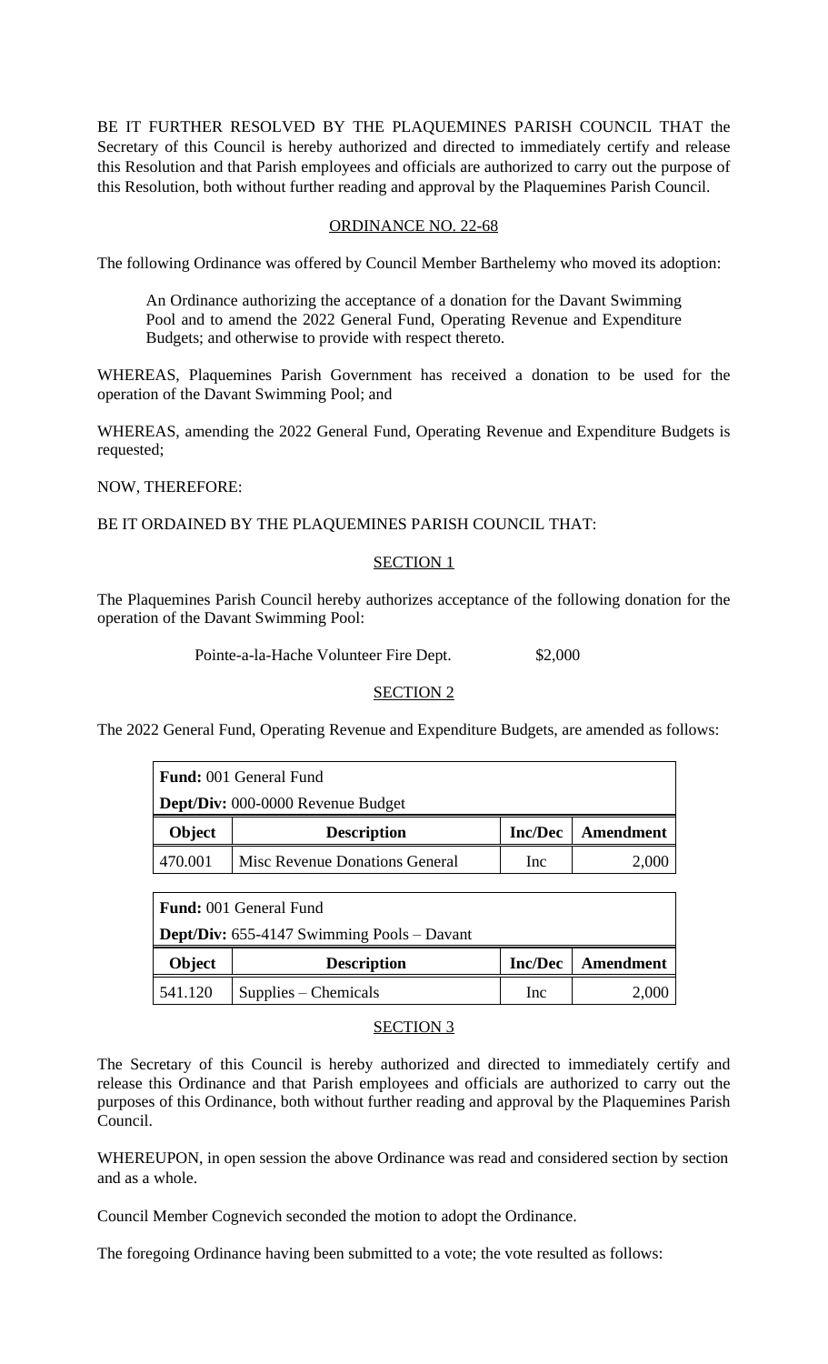BE IT FURTHER RESOLVED BY THE PLAQUEMINES PARISH COUNCIL THAT the Secretary of this Council is hereby authorized and directed to immediately certify and release this Resolution and that Parish employees and officials are authorized to carry out the purpose of this Resolution, both without further reading and approval by the Plaquemines Parish Council.

## ORDINANCE NO. 22-68

The following Ordinance was offered by Council Member Barthelemy who moved its adoption:

> An Ordinance authorizing the acceptance of a donation for the Davant Swimming Pool and to amend the 2022 General Fund, Operating Revenue and Expenditure Budgets; and otherwise to provide with respect thereto.

WHEREAS, Plaquemines Parish Government has received a donation to be used for the operation of the Davant Swimming Pool; and

WHEREAS, amending the 2022 General Fund, Operating Revenue and Expenditure Budgets is requested;

NOW, THEREFORE:

BE IT ORDAINED BY THE PLAQUEMINES PARISH COUNCIL THAT:

### SECTION 1

The Plaquemines Parish Council hereby authorizes acceptance of the following donation for the operation of the Davant Swimming Pool:

Pointe-a-la-Hache Volunteer Fire Dept. $2,000

### SECTION 2

The 2022 General Fund, Operating Revenue and Expenditure Budgets, are amended as follows:

| **Fund:** 001 General Fund | | | |
|---|---|---|---|
| **Dept/Div:** 000-0000 Revenue Budget | | | |
| **Object** | **Description** | **Inc/Dec** | **Amendment** |
| 470.001 | Misc Revenue Donations General | Inc | 2,000 |

| **Fund:** 001 General Fund | | | |
|---|---|---|---|
| **Dept/Div:** 655-4147 Swimming Pools – Davant | | | |
| **Object** | **Description** | **Inc/Dec** | **Amendment** |
| 541.120 | Supplies – Chemicals | Inc | 2,000 |

### SECTION 3

The Secretary of this Council is hereby authorized and directed to immediately certify and release this Ordinance and that Parish employees and officials are authorized to carry out the purposes of this Ordinance, both without further reading and approval by the Plaquemines Parish Council.

WHEREUPON, in open session the above Ordinance was read and considered section by section and as a whole.

Council Member Cognevich seconded the motion to adopt the Ordinance.

The foregoing Ordinance having been submitted to a vote; the vote resulted as follows: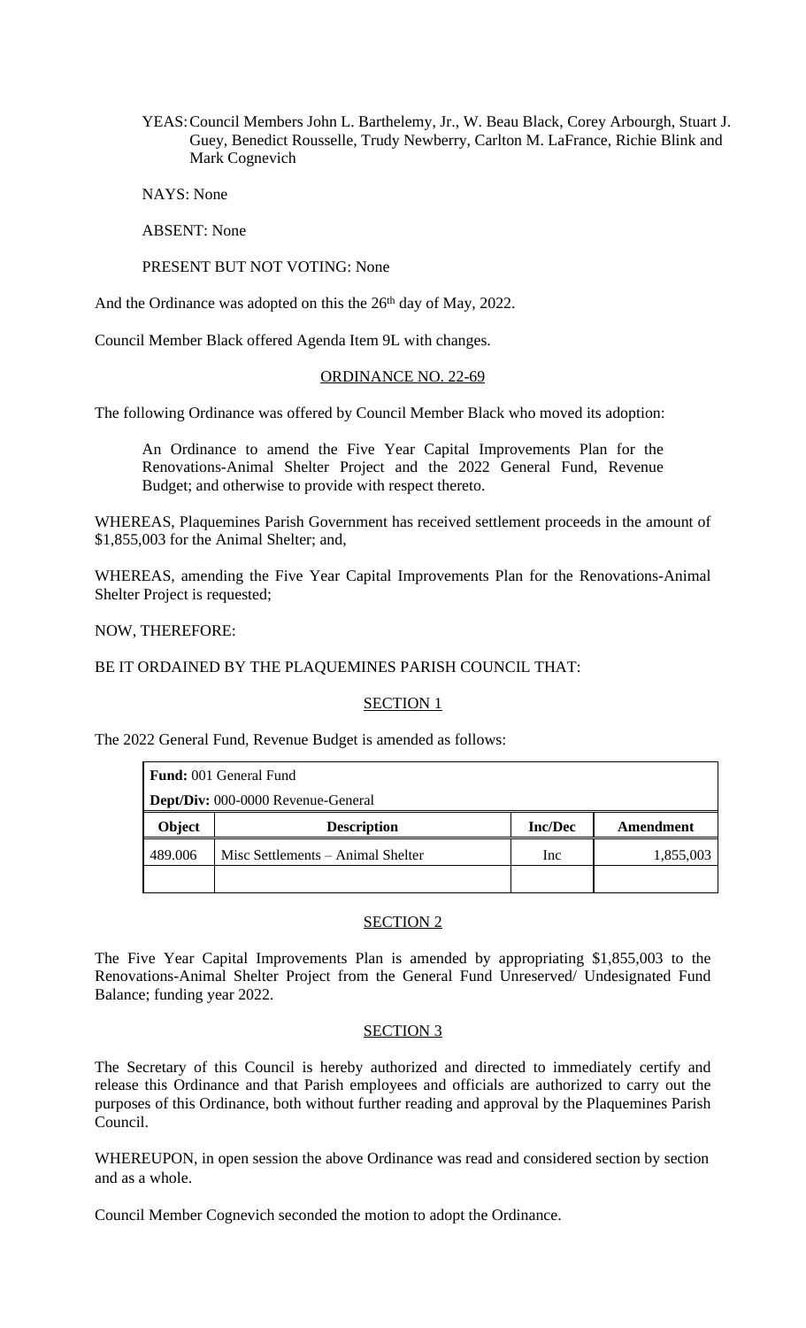YEAS: Council Members John L. Barthelemy, Jr., W. Beau Black, Corey Arbourgh, Stuart J. Guey, Benedict Rousselle, Trudy Newberry, Carlton M. LaFrance, Richie Blink and Mark Cognevich

NAYS: None

ABSENT: None

PRESENT BUT NOT VOTING: None

And the Ordinance was adopted on this the 26th day of May, 2022.

Council Member Black offered Agenda Item 9L with changes.

ORDINANCE NO. 22-69

The following Ordinance was offered by Council Member Black who moved its adoption:

An Ordinance to amend the Five Year Capital Improvements Plan for the Renovations-Animal Shelter Project and the 2022 General Fund, Revenue Budget; and otherwise to provide with respect thereto.

WHEREAS, Plaquemines Parish Government has received settlement proceeds in the amount of $1,855,003 for the Animal Shelter; and,

WHEREAS, amending the Five Year Capital Improvements Plan for the Renovations-Animal Shelter Project is requested;

NOW, THEREFORE:

BE IT ORDAINED BY THE PLAQUEMINES PARISH COUNCIL THAT:

SECTION 1

The 2022 General Fund, Revenue Budget is amended as follows:

| **Fund:** 001 General Fund | | | |
|---|---|---|---|
| **Dept/Div:** 000-0000 Revenue-General | | | |
| **Object** | **Description** | **Inc/Dec** | **Amendment** |
| 489.006 | Misc Settlements – Animal Shelter | Inc | 1,855,003 |
| | | | |

SECTION 2

The Five Year Capital Improvements Plan is amended by appropriating $1,855,003 to the Renovations-Animal Shelter Project from the General Fund Unreserved/ Undesignated Fund Balance; funding year 2022.

SECTION 3

The Secretary of this Council is hereby authorized and directed to immediately certify and release this Ordinance and that Parish employees and officials are authorized to carry out the purposes of this Ordinance, both without further reading and approval by the Plaquemines Parish Council.

WHEREUPON, in open session the above Ordinance was read and considered section by section and as a whole.

Council Member Cognevich seconded the motion to adopt the Ordinance.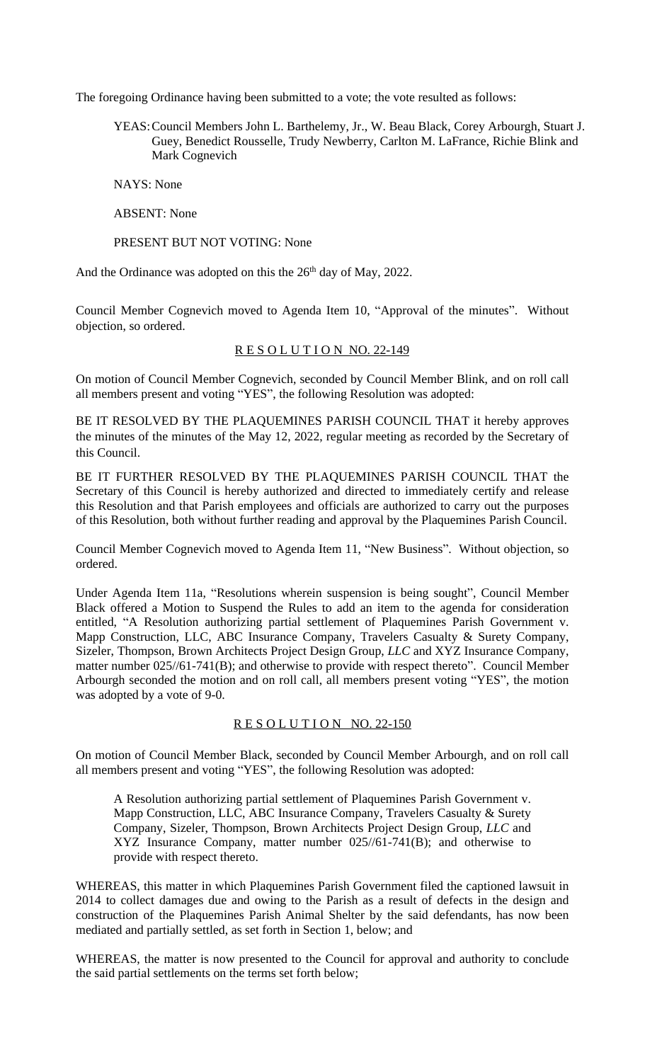The foregoing Ordinance having been submitted to a vote; the vote resulted as follows:

YEAS: Council Members John L. Barthelemy, Jr., W. Beau Black, Corey Arbourgh, Stuart J. Guey, Benedict Rousselle, Trudy Newberry, Carlton M. LaFrance, Richie Blink and Mark Cognevich

NAYS: None

ABSENT: None

PRESENT BUT NOT VOTING: None

And the Ordinance was adopted on this the 26th day of May, 2022.

Council Member Cognevich moved to Agenda Item 10, "Approval of the minutes". Without objection, so ordered.

## R E S O L U T I O N NO. 22-149

On motion of Council Member Cognevich, seconded by Council Member Blink, and on roll call all members present and voting "YES", the following Resolution was adopted:

BE IT RESOLVED BY THE PLAQUEMINES PARISH COUNCIL THAT it hereby approves the minutes of the minutes of the May 12, 2022, regular meeting as recorded by the Secretary of this Council.

BE IT FURTHER RESOLVED BY THE PLAQUEMINES PARISH COUNCIL THAT the Secretary of this Council is hereby authorized and directed to immediately certify and release this Resolution and that Parish employees and officials are authorized to carry out the purposes of this Resolution, both without further reading and approval by the Plaquemines Parish Council.

Council Member Cognevich moved to Agenda Item 11, "New Business". Without objection, so ordered.

Under Agenda Item 11a, "Resolutions wherein suspension is being sought", Council Member Black offered a Motion to Suspend the Rules to add an item to the agenda for consideration entitled, "A Resolution authorizing partial settlement of Plaquemines Parish Government v. Mapp Construction, LLC, ABC Insurance Company, Travelers Casualty & Surety Company, Sizeler, Thompson, Brown Architects Project Design Group, *LLC* and XYZ Insurance Company, matter number 025//61-741(B); and otherwise to provide with respect thereto". Council Member Arbourgh seconded the motion and on roll call, all members present voting "YES", the motion was adopted by a vote of 9-0.

## R E S O L U T I O N NO. 22-150

On motion of Council Member Black, seconded by Council Member Arbourgh, and on roll call all members present and voting "YES", the following Resolution was adopted:

> A Resolution authorizing partial settlement of Plaquemines Parish Government v. Mapp Construction, LLC, ABC Insurance Company, Travelers Casualty & Surety Company, Sizeler, Thompson, Brown Architects Project Design Group, *LLC* and XYZ Insurance Company, matter number 025//61-741(B); and otherwise to provide with respect thereto.

WHEREAS, this matter in which Plaquemines Parish Government filed the captioned lawsuit in 2014 to collect damages due and owing to the Parish as a result of defects in the design and construction of the Plaquemines Parish Animal Shelter by the said defendants, has now been mediated and partially settled, as set forth in Section 1, below; and

WHEREAS, the matter is now presented to the Council for approval and authority to conclude the said partial settlements on the terms set forth below;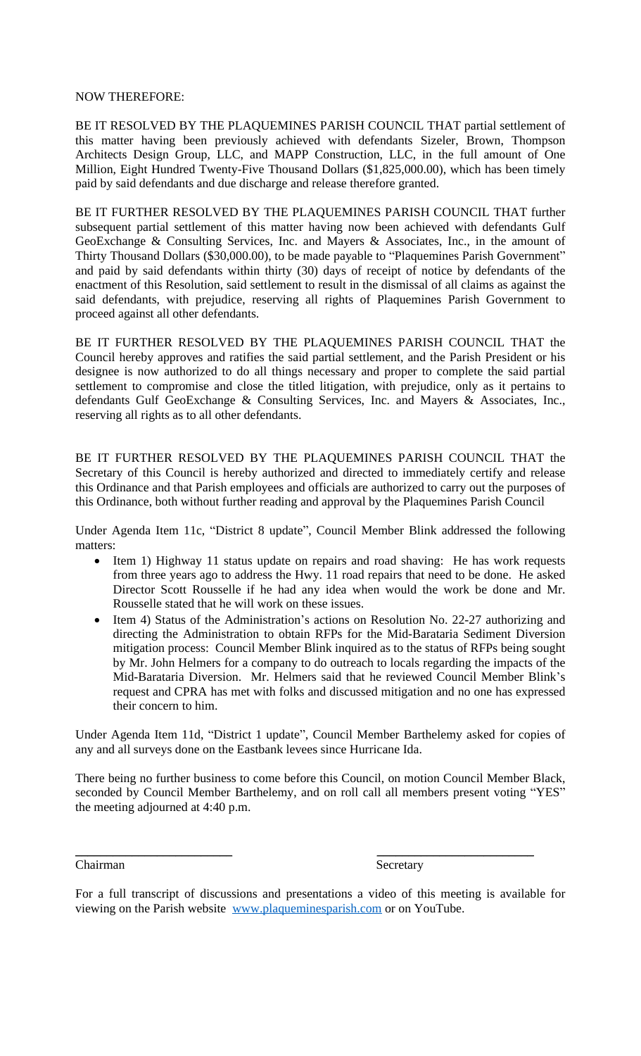NOW THEREFORE:

BE IT RESOLVED BY THE PLAQUEMINES PARISH COUNCIL THAT partial settlement of this matter having been previously achieved with defendants Sizeler, Brown, Thompson Architects Design Group, LLC, and MAPP Construction, LLC, in the full amount of One Million, Eight Hundred Twenty-Five Thousand Dollars ($1,825,000.00), which has been timely paid by said defendants and due discharge and release therefore granted.

BE IT FURTHER RESOLVED BY THE PLAQUEMINES PARISH COUNCIL THAT further subsequent partial settlement of this matter having now been achieved with defendants Gulf GeoExchange & Consulting Services, Inc. and Mayers & Associates, Inc., in the amount of Thirty Thousand Dollars ($30,000.00), to be made payable to "Plaquemines Parish Government" and paid by said defendants within thirty (30) days of receipt of notice by defendants of the enactment of this Resolution, said settlement to result in the dismissal of all claims as against the said defendants, with prejudice, reserving all rights of Plaquemines Parish Government to proceed against all other defendants.

BE IT FURTHER RESOLVED BY THE PLAQUEMINES PARISH COUNCIL THAT the Council hereby approves and ratifies the said partial settlement, and the Parish President or his designee is now authorized to do all things necessary and proper to complete the said partial settlement to compromise and close the titled litigation, with prejudice, only as it pertains to defendants Gulf GeoExchange & Consulting Services, Inc. and Mayers & Associates, Inc., reserving all rights as to all other defendants.

BE IT FURTHER RESOLVED BY THE PLAQUEMINES PARISH COUNCIL THAT the Secretary of this Council is hereby authorized and directed to immediately certify and release this Ordinance and that Parish employees and officials are authorized to carry out the purposes of this Ordinance, both without further reading and approval by the Plaquemines Parish Council

Under Agenda Item 11c, "District 8 update", Council Member Blink addressed the following matters:

- Item 1) Highway 11 status update on repairs and road shaving: He has work requests from three years ago to address the Hwy. 11 road repairs that need to be done. He asked Director Scott Rousselle if he had any idea when would the work be done and Mr. Rousselle stated that he will work on these issues.
- Item 4) Status of the Administration's actions on Resolution No. 22-27 authorizing and directing the Administration to obtain RFPs for the Mid-Barataria Sediment Diversion mitigation process: Council Member Blink inquired as to the status of RFPs being sought by Mr. John Helmers for a company to do outreach to locals regarding the impacts of the Mid-Barataria Diversion. Mr. Helmers said that he reviewed Council Member Blink's request and CPRA has met with folks and discussed mitigation and no one has expressed their concern to him.

Under Agenda Item 11d, "District 1 update", Council Member Barthelemy asked for copies of any and all surveys done on the Eastbank levees since Hurricane Ida.

There being no further business to come before this Council, on motion Council Member Black, seconded by Council Member Barthelemy, and on roll call all members present voting "YES" the meeting adjourned at 4:40 p.m.

\_\_\_\_\_\_\_\_\_\_\_\_\_\_\_\_\_\_\_\_\_\_\_\_\_ \_\_\_\_\_\_\_\_\_\_\_\_\_\_\_\_\_\_\_\_\_\_\_\_\_

Chairman Secretary

For a full transcript of discussions and presentations a video of this meeting is available for viewing on the Parish website [www.plaqueminesparish.com](http://www.plaqueminesparish.com) or on YouTube.